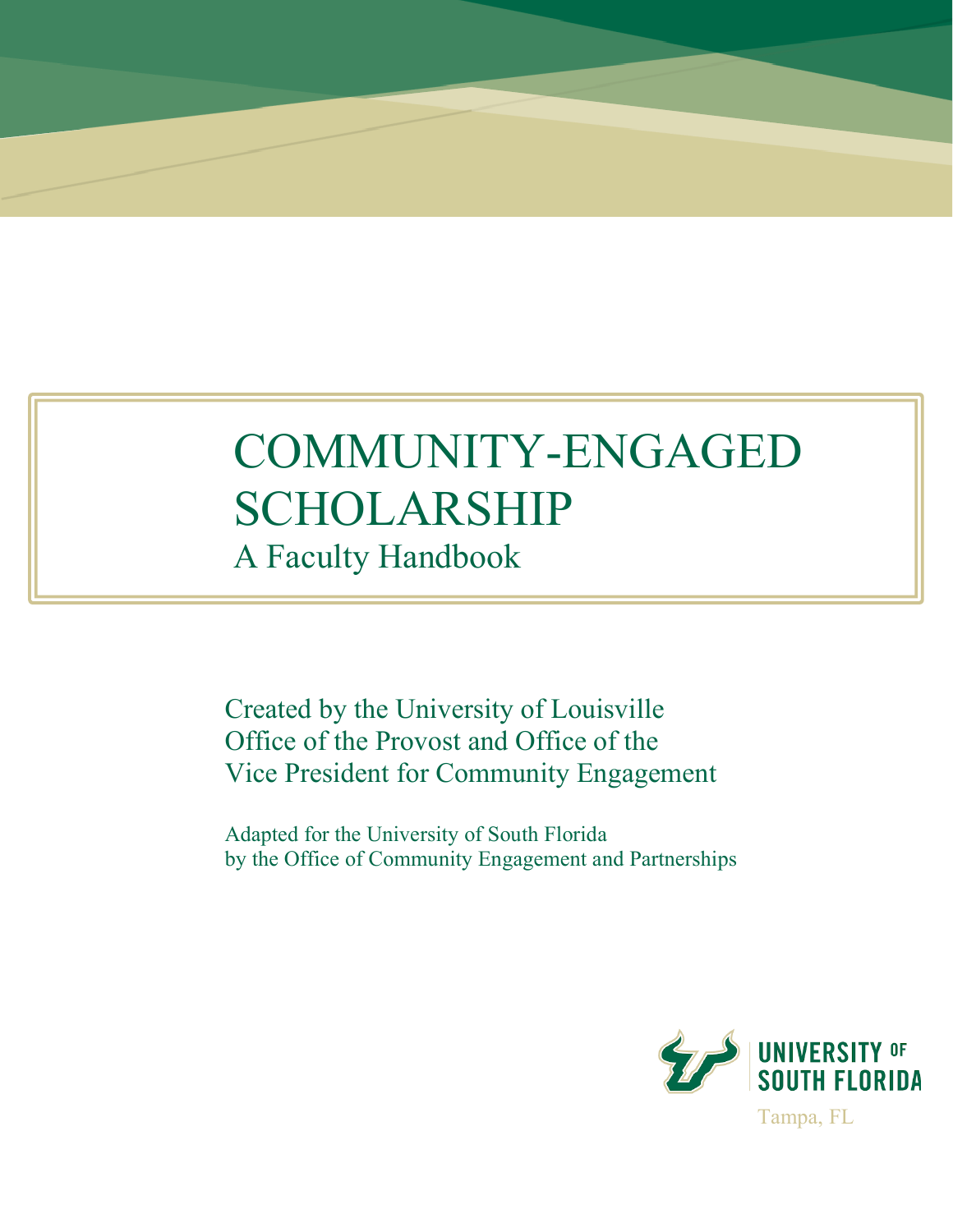# COMMUNITY-ENGAGED SCHOLARSHIP

## A Faculty Handbook

Created by the University of Louisville
Office of the Provost and Office of the
Vice President for Community Engagement

Adapted for the University of South Florida
by the Office of Community Engagement and Partnerships

UNIVERSITY OF SOUTH FLORIDA

Tampa, FL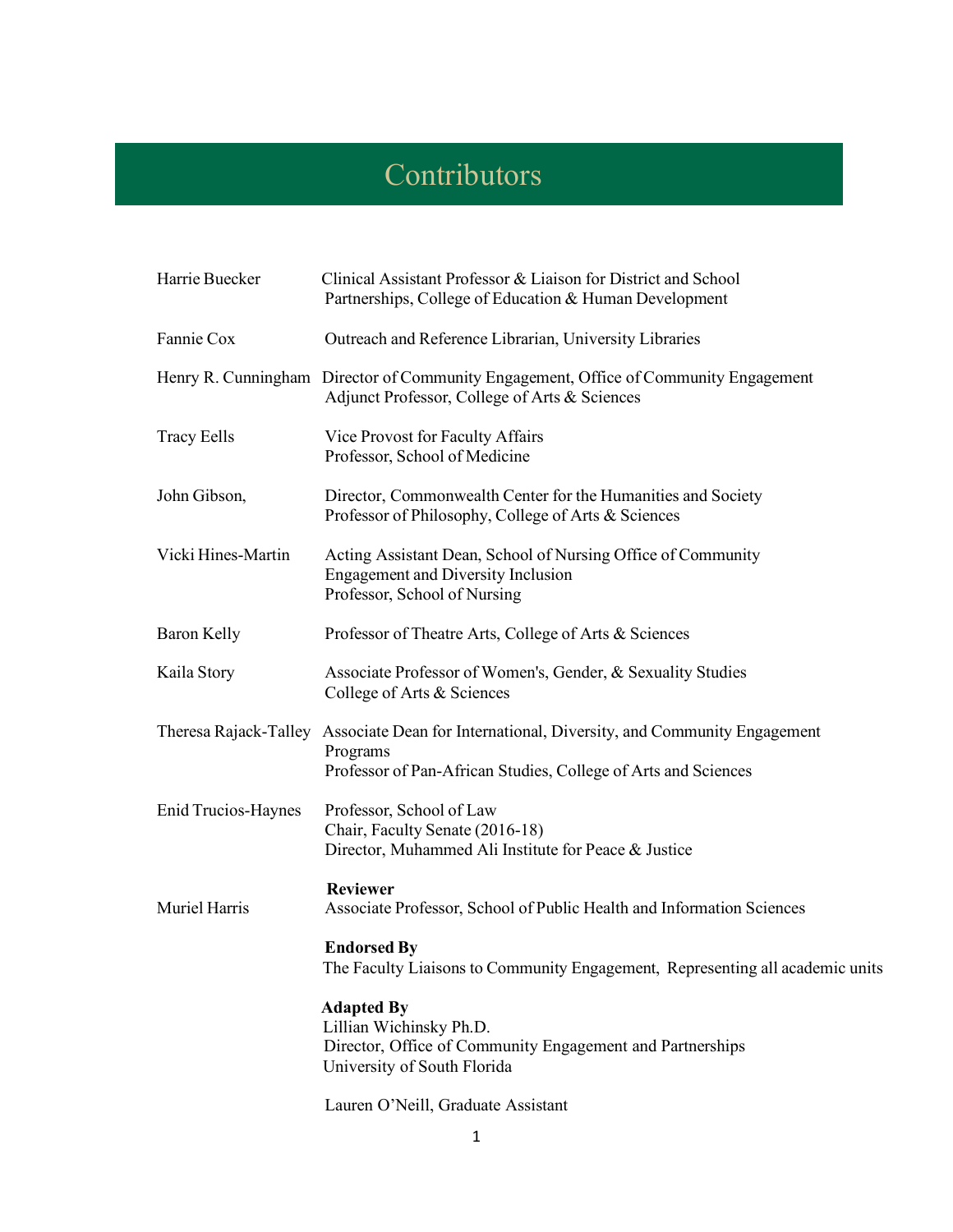# Contributors

| | |
|---|---|
| Harrie Buecker | Clinical Assistant Professor & Liaison for District and School Partnerships, College of Education & Human Development |
| Fannie Cox | Outreach and Reference Librarian, University Libraries |
| Henry R. Cunningham | Director of Community Engagement, Office of Community Engagement<br>Adjunct Professor, College of Arts & Sciences |
| Tracy Eells | Vice Provost for Faculty Affairs<br>Professor, School of Medicine |
| John Gibson, | Director, Commonwealth Center for the Humanities and Society<br>Professor of Philosophy, College of Arts & Sciences |
| Vicki Hines-Martin | Acting Assistant Dean, School of Nursing Office of Community Engagement and Diversity Inclusion<br>Professor, School of Nursing |
| Baron Kelly | Professor of Theatre Arts, College of Arts & Sciences |
| Kaila Story | Associate Professor of Women's, Gender, & Sexuality Studies<br>College of Arts & Sciences |
| Theresa Rajack-Talley | Associate Dean for International, Diversity, and Community Engagement Programs<br>Professor of Pan-African Studies, College of Arts and Sciences |
| Enid Trucios-Haynes | Professor, School of Law<br>Chair, Faculty Senate (2016-18)<br>Director, Muhammed Ali Institute for Peace & Justice |

**Reviewer**

Muriel Harris — Associate Professor, School of Public Health and Information Sciences

**Endorsed By**

The Faculty Liaisons to Community Engagement, Representing all academic units

**Adapted By**

Lillian Wichinsky Ph.D.
Director, Office of Community Engagement and Partnerships
University of South Florida

Lauren O'Neill, Graduate Assistant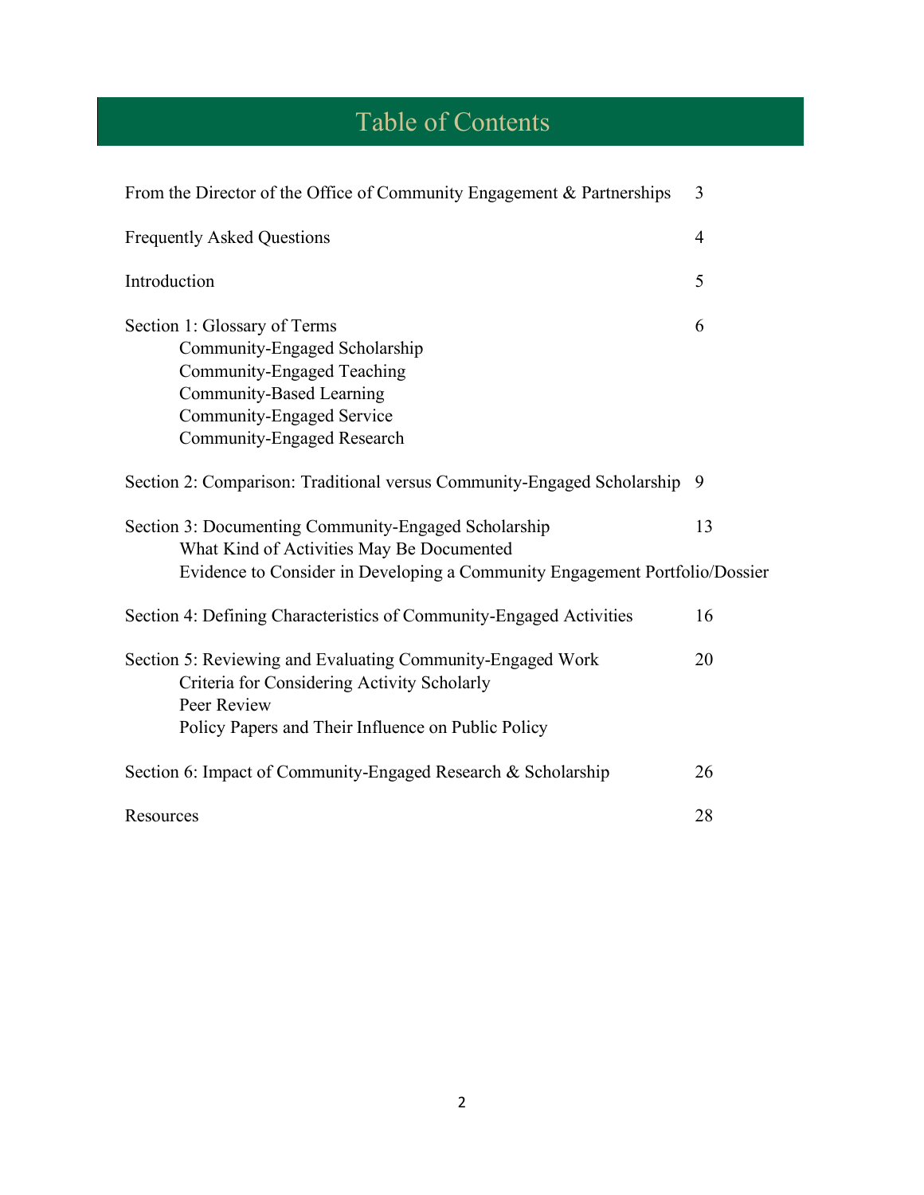# Table of Contents

From the Director of the Office of Community Engagement & Partnerships 3

Frequently Asked Questions 4

Introduction 5

Section 1: Glossary of Terms 6

- Community-Engaged Scholarship
- Community-Engaged Teaching
- Community-Based Learning
- Community-Engaged Service
- Community-Engaged Research

Section 2: Comparison: Traditional versus Community-Engaged Scholarship 9

Section 3: Documenting Community-Engaged Scholarship 13

- What Kind of Activities May Be Documented
- Evidence to Consider in Developing a Community Engagement Portfolio/Dossier

Section 4: Defining Characteristics of Community-Engaged Activities 16

Section 5: Reviewing and Evaluating Community-Engaged Work 20

- Criteria for Considering Activity Scholarly
- Peer Review
- Policy Papers and Their Influence on Public Policy

Section 6: Impact of Community-Engaged Research & Scholarship 26

Resources 28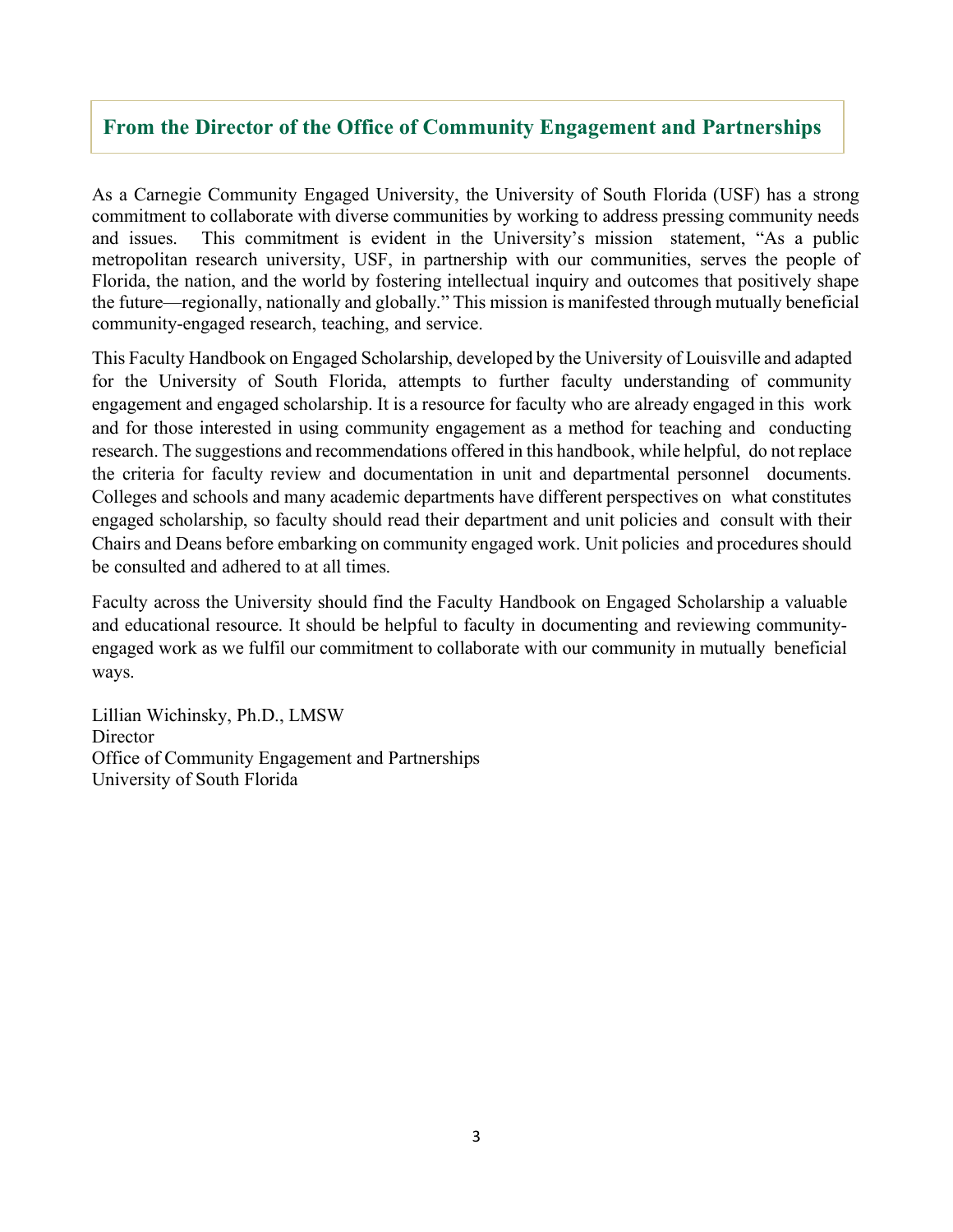## From the Director of the Office of Community Engagement and Partnerships

As a Carnegie Community Engaged University, the University of South Florida (USF) has a strong commitment to collaborate with diverse communities by working to address pressing community needs and issues. This commitment is evident in the University's mission statement, "As a public metropolitan research university, USF, in partnership with our communities, serves the people of Florida, the nation, and the world by fostering intellectual inquiry and outcomes that positively shape the future—regionally, nationally and globally." This mission is manifested through mutually beneficial community-engaged research, teaching, and service.

This Faculty Handbook on Engaged Scholarship, developed by the University of Louisville and adapted for the University of South Florida, attempts to further faculty understanding of community engagement and engaged scholarship. It is a resource for faculty who are already engaged in this work and for those interested in using community engagement as a method for teaching and conducting research. The suggestions and recommendations offered in this handbook, while helpful, do not replace the criteria for faculty review and documentation in unit and departmental personnel documents. Colleges and schools and many academic departments have different perspectives on what constitutes engaged scholarship, so faculty should read their department and unit policies and consult with their Chairs and Deans before embarking on community engaged work. Unit policies and procedures should be consulted and adhered to at all times.

Faculty across the University should find the Faculty Handbook on Engaged Scholarship a valuable and educational resource. It should be helpful to faculty in documenting and reviewing community-engaged work as we fulfil our commitment to collaborate with our community in mutually beneficial ways.

Lillian Wichinsky, Ph.D., LMSW  
Director  
Office of Community Engagement and Partnerships  
University of South Florida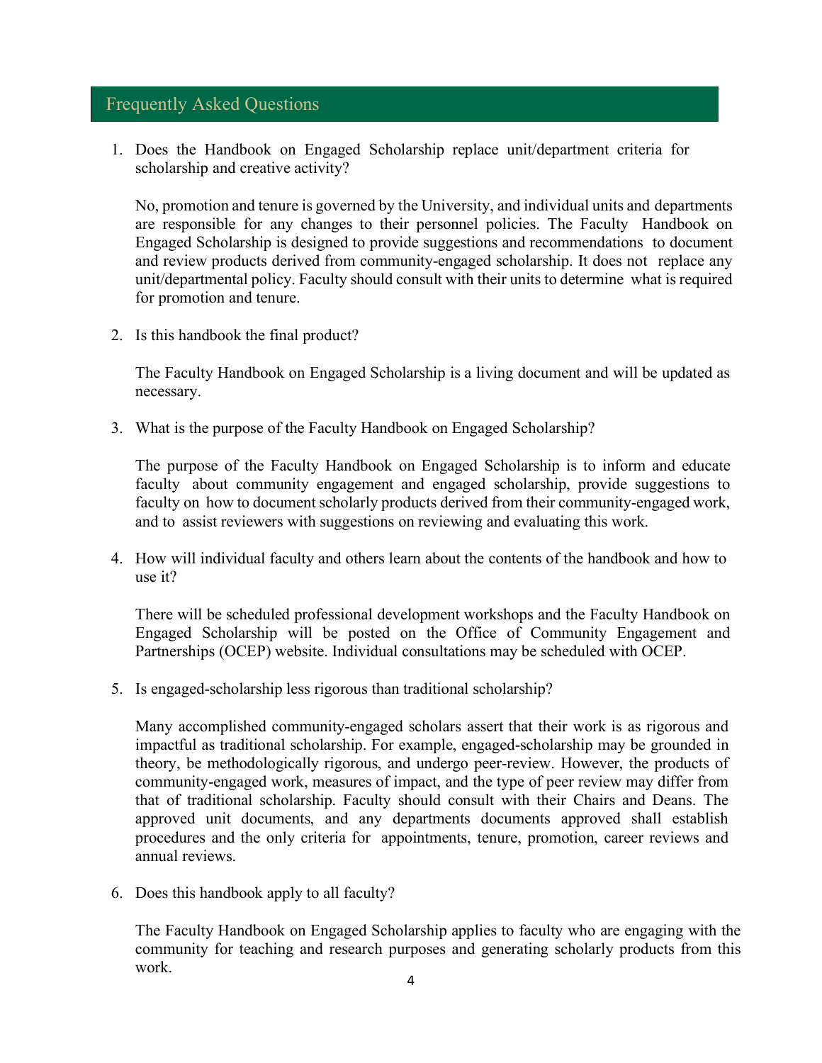## Frequently Asked Questions

1. Does the Handbook on Engaged Scholarship replace unit/department criteria for scholarship and creative activity?

   No, promotion and tenure is governed by the University, and individual units and departments are responsible for any changes to their personnel policies. The Faculty Handbook on Engaged Scholarship is designed to provide suggestions and recommendations to document and review products derived from community-engaged scholarship. It does not replace any unit/departmental policy. Faculty should consult with their units to determine what is required for promotion and tenure.

2. Is this handbook the final product?

   The Faculty Handbook on Engaged Scholarship is a living document and will be updated as necessary.

3. What is the purpose of the Faculty Handbook on Engaged Scholarship?

   The purpose of the Faculty Handbook on Engaged Scholarship is to inform and educate faculty about community engagement and engaged scholarship, provide suggestions to faculty on how to document scholarly products derived from their community-engaged work, and to assist reviewers with suggestions on reviewing and evaluating this work.

4. How will individual faculty and others learn about the contents of the handbook and how to use it?

   There will be scheduled professional development workshops and the Faculty Handbook on Engaged Scholarship will be posted on the Office of Community Engagement and Partnerships (OCEP) website. Individual consultations may be scheduled with OCEP.

5. Is engaged-scholarship less rigorous than traditional scholarship?

   Many accomplished community-engaged scholars assert that their work is as rigorous and impactful as traditional scholarship. For example, engaged-scholarship may be grounded in theory, be methodologically rigorous, and undergo peer-review. However, the products of community-engaged work, measures of impact, and the type of peer review may differ from that of traditional scholarship. Faculty should consult with their Chairs and Deans. The approved unit documents, and any departments documents approved shall establish procedures and the only criteria for appointments, tenure, promotion, career reviews and annual reviews.

6. Does this handbook apply to all faculty?

   The Faculty Handbook on Engaged Scholarship applies to faculty who are engaging with the community for teaching and research purposes and generating scholarly products from this work.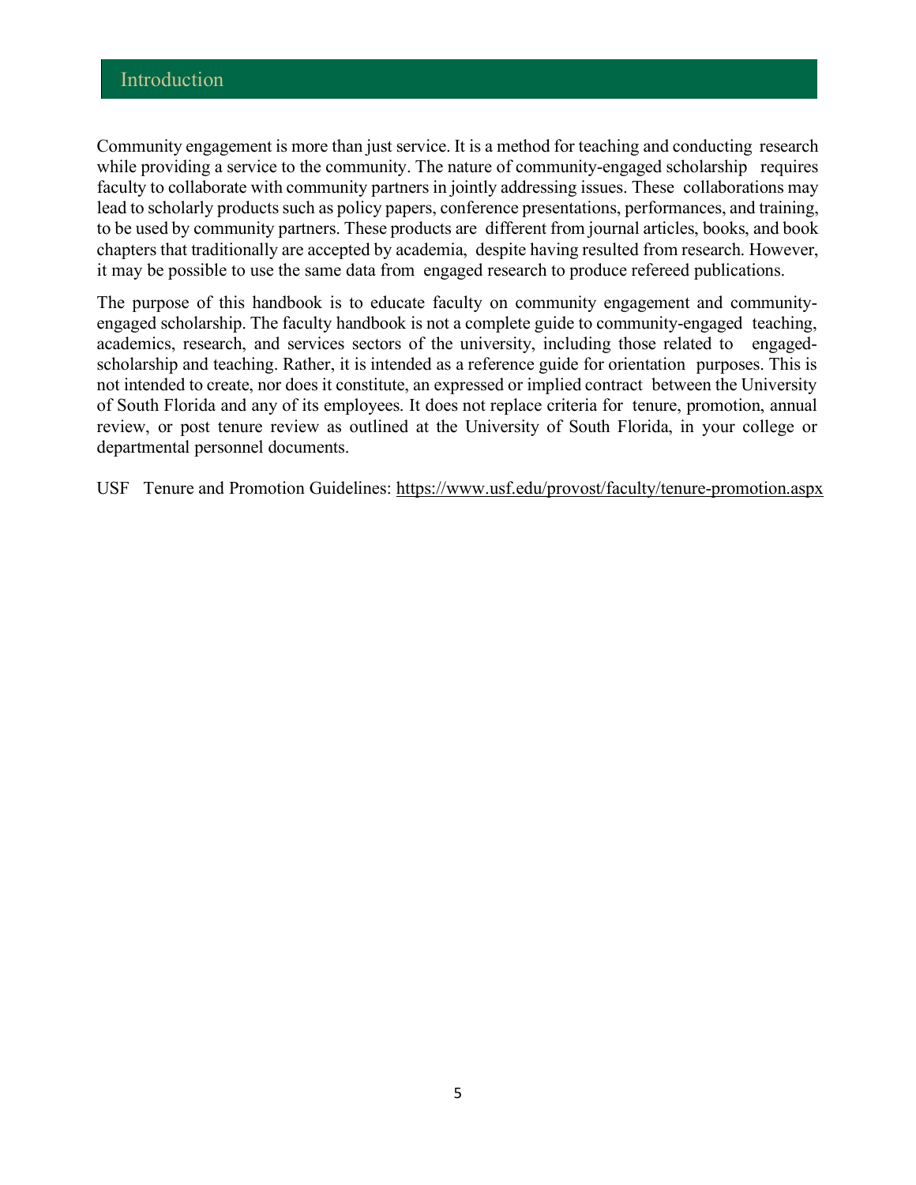## Introduction

Community engagement is more than just service. It is a method for teaching and conducting research while providing a service to the community. The nature of community-engaged scholarship requires faculty to collaborate with community partners in jointly addressing issues. These collaborations may lead to scholarly products such as policy papers, conference presentations, performances, and training, to be used by community partners. These products are different from journal articles, books, and book chapters that traditionally are accepted by academia, despite having resulted from research. However, it may be possible to use the same data from engaged research to produce refereed publications.

The purpose of this handbook is to educate faculty on community engagement and community-engaged scholarship. The faculty handbook is not a complete guide to community-engaged teaching, academics, research, and services sectors of the university, including those related to engaged-scholarship and teaching. Rather, it is intended as a reference guide for orientation purposes. This is not intended to create, nor does it constitute, an expressed or implied contract between the University of South Florida and any of its employees. It does not replace criteria for tenure, promotion, annual review, or post tenure review as outlined at the University of South Florida, in your college or departmental personnel documents.

USF Tenure and Promotion Guidelines: https://www.usf.edu/provost/faculty/tenure-promotion.aspx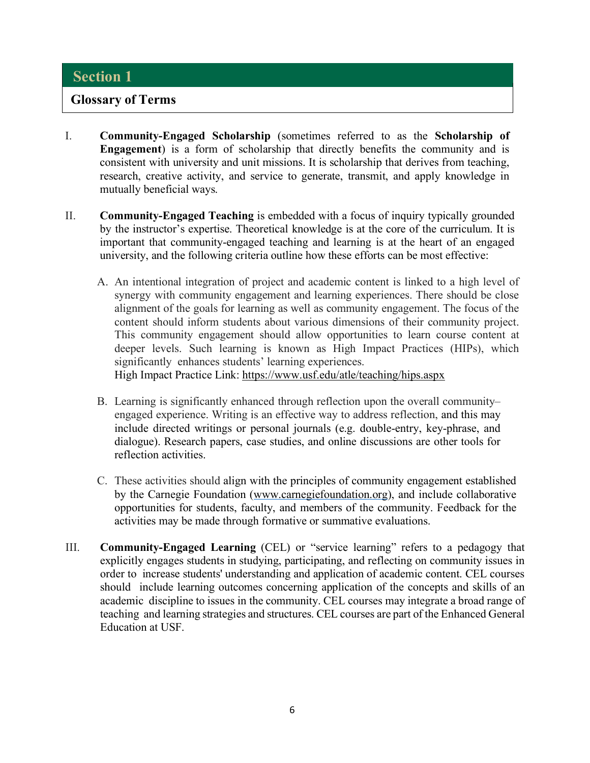## Section 1

### Glossary of Terms

I. **Community-Engaged Scholarship** (sometimes referred to as the **Scholarship of Engagement**) is a form of scholarship that directly benefits the community and is consistent with university and unit missions. It is scholarship that derives from teaching, research, creative activity, and service to generate, transmit, and apply knowledge in mutually beneficial ways.

II. **Community-Engaged Teaching** is embedded with a focus of inquiry typically grounded by the instructor's expertise. Theoretical knowledge is at the core of the curriculum. It is important that community-engaged teaching and learning is at the heart of an engaged university, and the following criteria outline how these efforts can be most effective:

   A. An intentional integration of project and academic content is linked to a high level of synergy with community engagement and learning experiences. There should be close alignment of the goals for learning as well as community engagement. The focus of the content should inform students about various dimensions of their community project. This community engagement should allow opportunities to learn course content at deeper levels. Such learning is known as High Impact Practices (HIPs), which significantly enhances students' learning experiences.
   High Impact Practice Link: https://www.usf.edu/atle/teaching/hips.aspx

   B. Learning is significantly enhanced through reflection upon the overall community–engaged experience. Writing is an effective way to address reflection, and this may include directed writings or personal journals (e.g. double-entry, key-phrase, and dialogue). Research papers, case studies, and online discussions are other tools for reflection activities.

   C. These activities should align with the principles of community engagement established by the Carnegie Foundation (www.carnegiefoundation.org), and include collaborative opportunities for students, faculty, and members of the community. Feedback for the activities may be made through formative or summative evaluations.

III. **Community-Engaged Learning** (CEL) or "service learning" refers to a pedagogy that explicitly engages students in studying, participating, and reflecting on community issues in order to increase students' understanding and application of academic content. CEL courses should include learning outcomes concerning application of the concepts and skills of an academic discipline to issues in the community. CEL courses may integrate a broad range of teaching and learning strategies and structures. CEL courses are part of the Enhanced General Education at USF.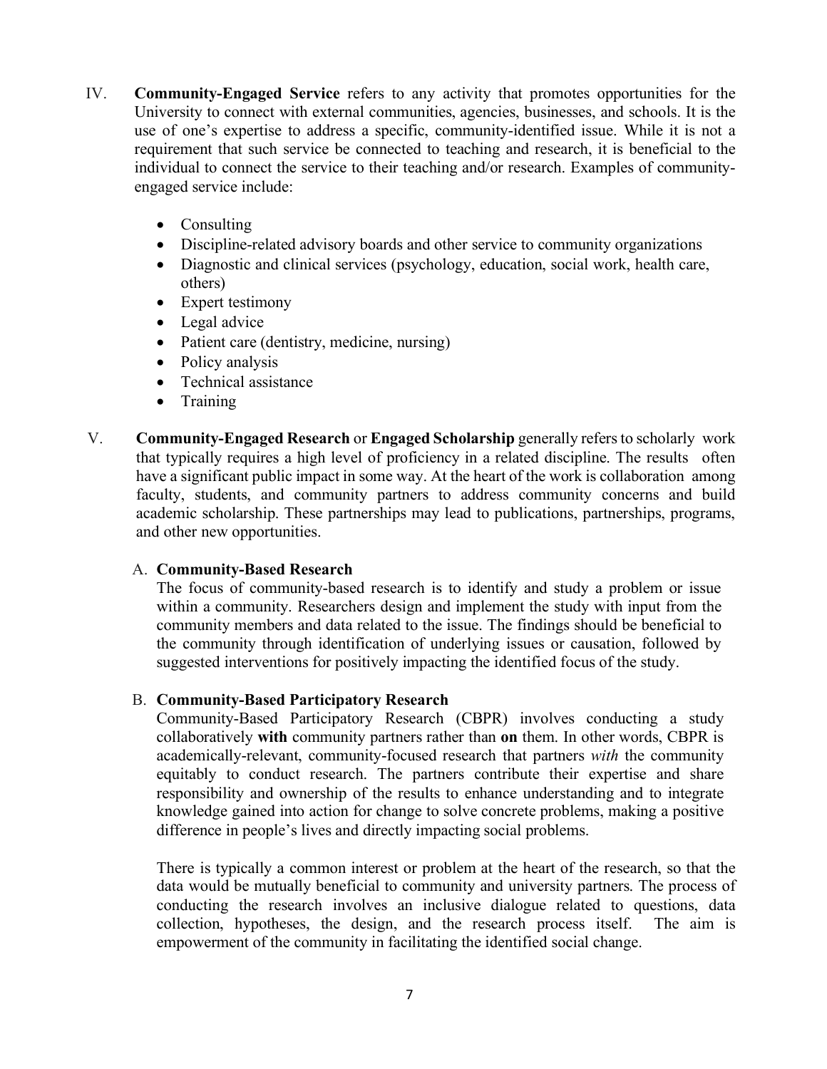IV. **Community-Engaged Service** refers to any activity that promotes opportunities for the University to connect with external communities, agencies, businesses, and schools. It is the use of one's expertise to address a specific, community-identified issue. While it is not a requirement that such service be connected to teaching and research, it is beneficial to the individual to connect the service to their teaching and/or research. Examples of community-engaged service include:

- Consulting
- Discipline-related advisory boards and other service to community organizations
- Diagnostic and clinical services (psychology, education, social work, health care, others)
- Expert testimony
- Legal advice
- Patient care (dentistry, medicine, nursing)
- Policy analysis
- Technical assistance
- Training

V. **Community-Engaged Research** or **Engaged Scholarship** generally refers to scholarly work that typically requires a high level of proficiency in a related discipline. The results often have a significant public impact in some way. At the heart of the work is collaboration among faculty, students, and community partners to address community concerns and build academic scholarship. These partnerships may lead to publications, partnerships, programs, and other new opportunities.

A. **Community-Based Research**

The focus of community-based research is to identify and study a problem or issue within a community. Researchers design and implement the study with input from the community members and data related to the issue. The findings should be beneficial to the community through identification of underlying issues or causation, followed by suggested interventions for positively impacting the identified focus of the study.

B. **Community-Based Participatory Research**

Community-Based Participatory Research (CBPR) involves conducting a study collaboratively **with** community partners rather than **on** them. In other words, CBPR is academically-relevant, community-focused research that partners *with* the community equitably to conduct research. The partners contribute their expertise and share responsibility and ownership of the results to enhance understanding and to integrate knowledge gained into action for change to solve concrete problems, making a positive difference in people's lives and directly impacting social problems.

There is typically a common interest or problem at the heart of the research, so that the data would be mutually beneficial to community and university partners. The process of conducting the research involves an inclusive dialogue related to questions, data collection, hypotheses, the design, and the research process itself. The aim is empowerment of the community in facilitating the identified social change.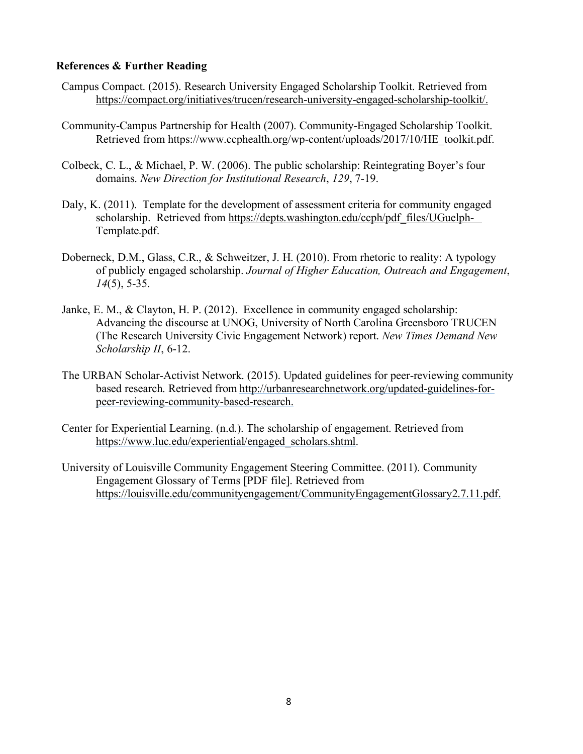**References & Further Reading**

Campus Compact. (2015). Research University Engaged Scholarship Toolkit. Retrieved from https://compact.org/initiatives/trucen/research-university-engaged-scholarship-toolkit/.

Community-Campus Partnership for Health (2007). Community-Engaged Scholarship Toolkit. Retrieved from https://www.ccphealth.org/wp-content/uploads/2017/10/HE_toolkit.pdf.

Colbeck, C. L., & Michael, P. W. (2006). The public scholarship: Reintegrating Boyer's four domains. *New Direction for Institutional Research*, *129*, 7-19.

Daly, K. (2011). Template for the development of assessment criteria for community engaged scholarship. Retrieved from https://depts.washington.edu/ccph/pdf_files/UGuelph-Template.pdf.

Doberneck, D.M., Glass, C.R., & Schweitzer, J. H. (2010). From rhetoric to reality: A typology of publicly engaged scholarship. *Journal of Higher Education, Outreach and Engagement*, *14*(5), 5-35.

Janke, E. M., & Clayton, H. P. (2012). Excellence in community engaged scholarship: Advancing the discourse at UNOG, University of North Carolina Greensboro TRUCEN (The Research University Civic Engagement Network) report. *New Times Demand New Scholarship II*, 6-12.

The URBAN Scholar-Activist Network. (2015). Updated guidelines for peer-reviewing community based research. Retrieved from http://urbanresearchnetwork.org/updated-guidelines-for-peer-reviewing-community-based-research.

Center for Experiential Learning. (n.d.). The scholarship of engagement. Retrieved from https://www.luc.edu/experiential/engaged_scholars.shtml.

University of Louisville Community Engagement Steering Committee. (2011). Community Engagement Glossary of Terms [PDF file]. Retrieved from https://louisville.edu/communityengagement/CommunityEngagementGlossary2.7.11.pdf.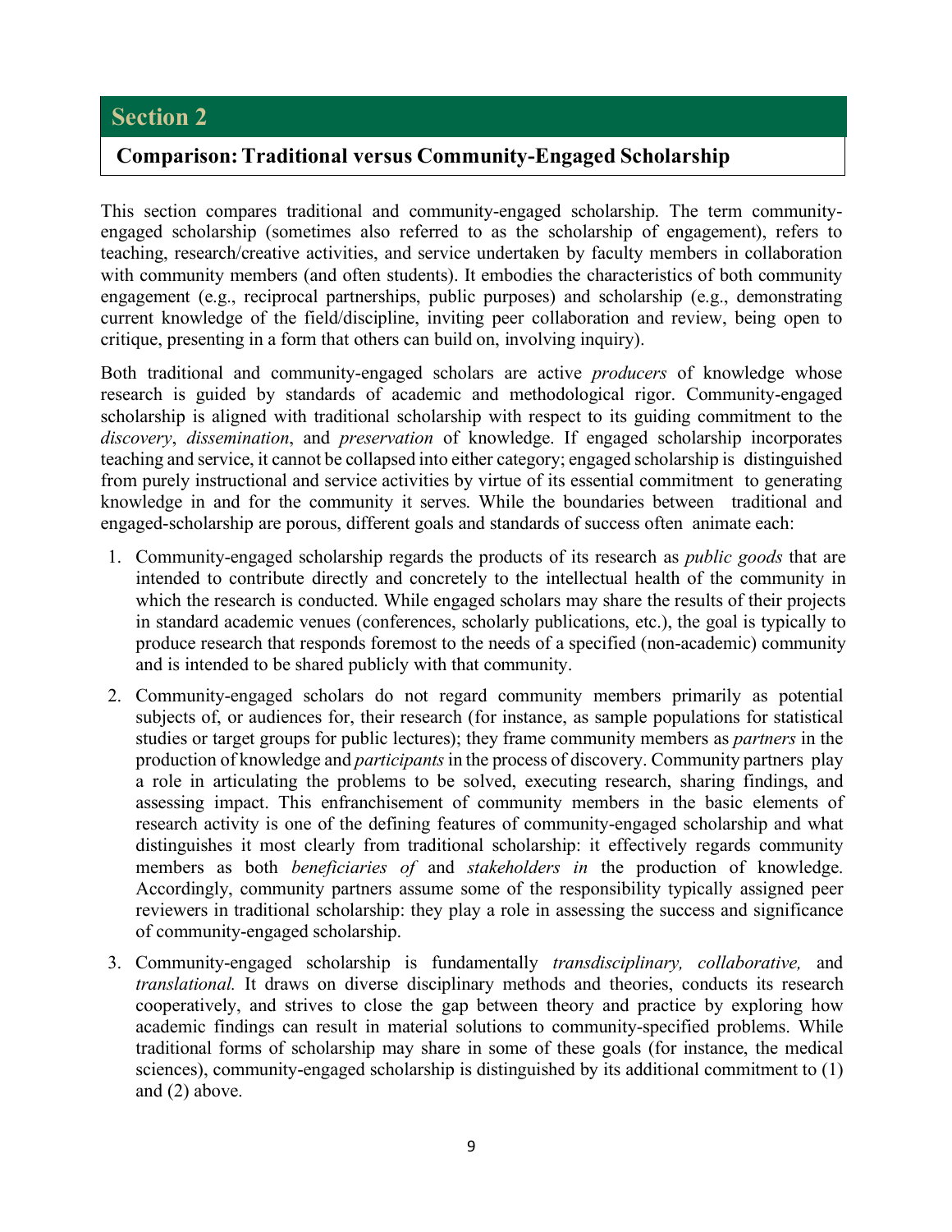## Section 2

### Comparison: Traditional versus Community-Engaged Scholarship

This section compares traditional and community-engaged scholarship. The term community-engaged scholarship (sometimes also referred to as the scholarship of engagement), refers to teaching, research/creative activities, and service undertaken by faculty members in collaboration with community members (and often students). It embodies the characteristics of both community engagement (e.g., reciprocal partnerships, public purposes) and scholarship (e.g., demonstrating current knowledge of the field/discipline, inviting peer collaboration and review, being open to critique, presenting in a form that others can build on, involving inquiry).

Both traditional and community-engaged scholars are active *producers* of knowledge whose research is guided by standards of academic and methodological rigor. Community-engaged scholarship is aligned with traditional scholarship with respect to its guiding commitment to the *discovery*, *dissemination*, and *preservation* of knowledge. If engaged scholarship incorporates teaching and service, it cannot be collapsed into either category; engaged scholarship is distinguished from purely instructional and service activities by virtue of its essential commitment to generating knowledge in and for the community it serves. While the boundaries between traditional and engaged-scholarship are porous, different goals and standards of success often animate each:

1. Community-engaged scholarship regards the products of its research as *public goods* that are intended to contribute directly and concretely to the intellectual health of the community in which the research is conducted. While engaged scholars may share the results of their projects in standard academic venues (conferences, scholarly publications, etc.), the goal is typically to produce research that responds foremost to the needs of a specified (non-academic) community and is intended to be shared publicly with that community.
2. Community-engaged scholars do not regard community members primarily as potential subjects of, or audiences for, their research (for instance, as sample populations for statistical studies or target groups for public lectures); they frame community members as *partners* in the production of knowledge and *participants* in the process of discovery. Community partners play a role in articulating the problems to be solved, executing research, sharing findings, and assessing impact. This enfranchisement of community members in the basic elements of research activity is one of the defining features of community-engaged scholarship and what distinguishes it most clearly from traditional scholarship: it effectively regards community members as both *beneficiaries of* and *stakeholders in* the production of knowledge. Accordingly, community partners assume some of the responsibility typically assigned peer reviewers in traditional scholarship: they play a role in assessing the success and significance of community-engaged scholarship.
3. Community-engaged scholarship is fundamentally *transdisciplinary, collaborative,* and *translational.* It draws on diverse disciplinary methods and theories, conducts its research cooperatively, and strives to close the gap between theory and practice by exploring how academic findings can result in material solutions to community-specified problems. While traditional forms of scholarship may share in some of these goals (for instance, the medical sciences), community-engaged scholarship is distinguished by its additional commitment to (1) and (2) above.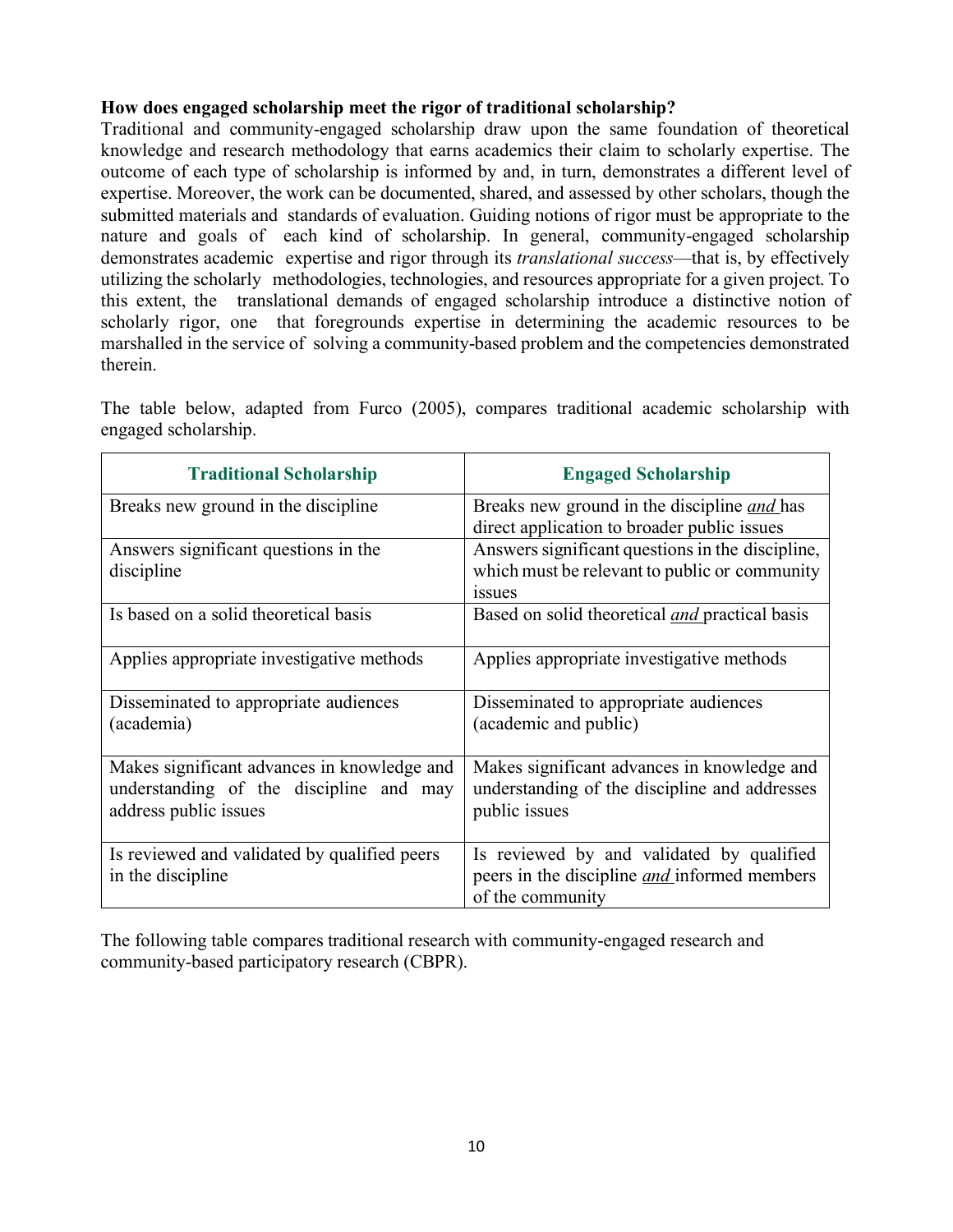**How does engaged scholarship meet the rigor of traditional scholarship?**

Traditional and community-engaged scholarship draw upon the same foundation of theoretical knowledge and research methodology that earns academics their claim to scholarly expertise. The outcome of each type of scholarship is informed by and, in turn, demonstrates a different level of expertise. Moreover, the work can be documented, shared, and assessed by other scholars, though the submitted materials and standards of evaluation. Guiding notions of rigor must be appropriate to the nature and goals of each kind of scholarship. In general, community-engaged scholarship demonstrates academic expertise and rigor through its *translational success*—that is, by effectively utilizing the scholarly methodologies, technologies, and resources appropriate for a given project. To this extent, the translational demands of engaged scholarship introduce a distinctive notion of scholarly rigor, one that foregrounds expertise in determining the academic resources to be marshalled in the service of solving a community-based problem and the competencies demonstrated therein.

The table below, adapted from Furco (2005), compares traditional academic scholarship with engaged scholarship.

| Traditional Scholarship | Engaged Scholarship |
|---|---|
| Breaks new ground in the discipline | Breaks new ground in the discipline *and* has direct application to broader public issues |
| Answers significant questions in the discipline | Answers significant questions in the discipline, which must be relevant to public or community issues |
| Is based on a solid theoretical basis | Based on solid theoretical *and* practical basis |
| Applies appropriate investigative methods | Applies appropriate investigative methods |
| Disseminated to appropriate audiences (academia) | Disseminated to appropriate audiences (academic and public) |
| Makes significant advances in knowledge and understanding of the discipline and may address public issues | Makes significant advances in knowledge and understanding of the discipline and addresses public issues |
| Is reviewed and validated by qualified peers in the discipline | Is reviewed by and validated by qualified peers in the discipline *and* informed members of the community |

The following table compares traditional research with community-engaged research and community-based participatory research (CBPR).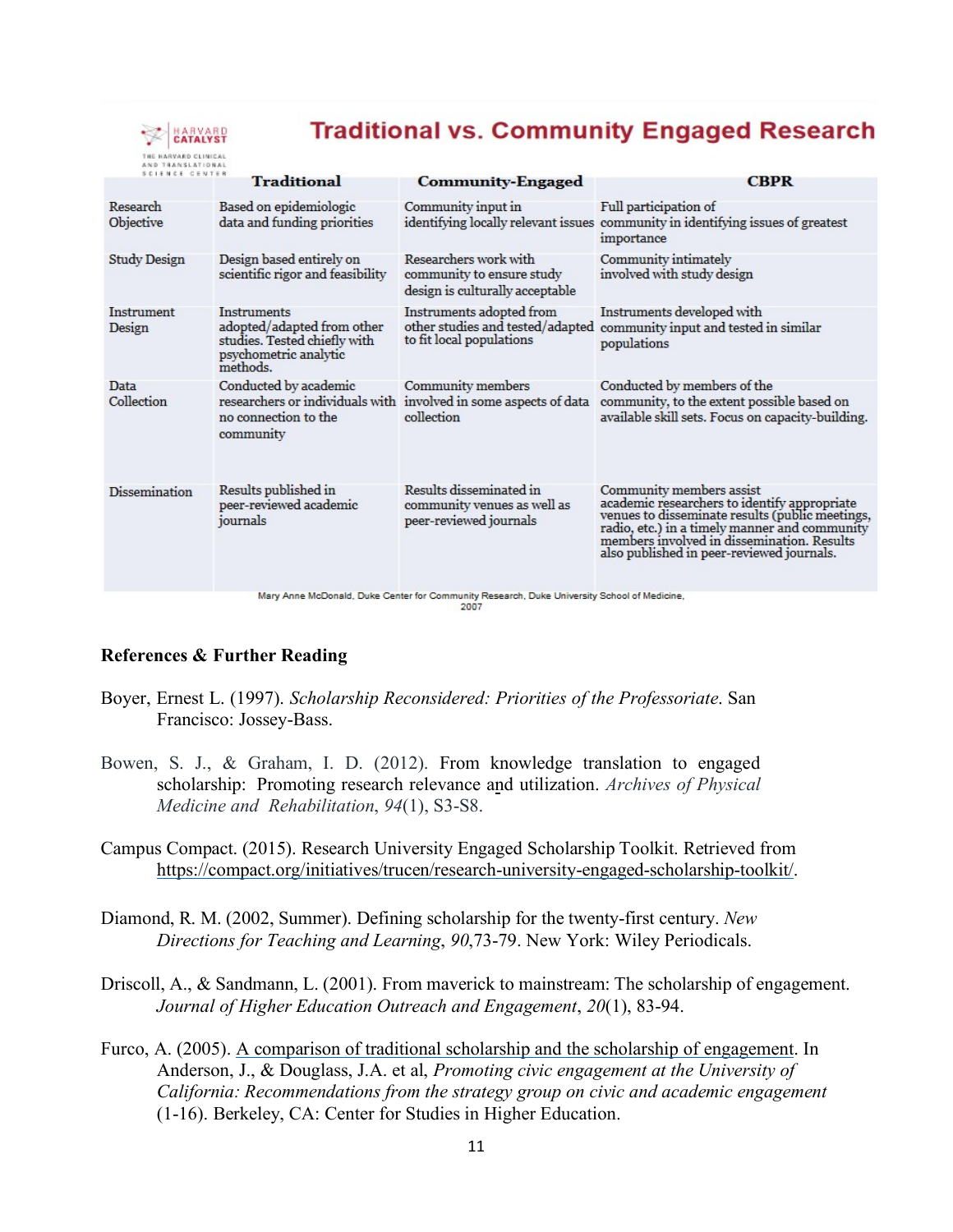HARVARD CATALYST
THE HARVARD CLINICAL AND TRANSLATIONAL SCIENCE CENTER

## Traditional vs. Community Engaged Research

| | Traditional | Community-Engaged | CBPR |
|---|---|---|---|
| Research Objective | Based on epidemiologic data and funding priorities | Community input in identifying locally relevant issues | Full participation of community in identifying issues of greatest importance |
| Study Design | Design based entirely on scientific rigor and feasibility | Researchers work with community to ensure study design is culturally acceptable | Community intimately involved with study design |
| Instrument Design | Instruments adopted/adapted from other studies. Tested chiefly with psychometric analytic methods. | Instruments adopted from other studies and tested/adapted to fit local populations | Instruments developed with community input and tested in similar populations |
| Data Collection | Conducted by academic researchers or individuals with no connection to the community | Community members involved in some aspects of data collection | Conducted by members of the community, to the extent possible based on available skill sets. Focus on capacity-building. |
| Dissemination | Results published in peer-reviewed academic journals | Results disseminated in community venues as well as peer-reviewed journals | Community members assist academic researchers to identify appropriate venues to disseminate results (public meetings, radio, etc.) in a timely manner and community members involved in dissemination. Results also published in peer-reviewed journals. |

Mary Anne McDonald, Duke Center for Community Research, Duke University School of Medicine, 2007

**References & Further Reading**

Boyer, Ernest L. (1997). *Scholarship Reconsidered: Priorities of the Professoriate*. San Francisco: Jossey-Bass.

Bowen, S. J., & Graham, I. D. (2012). From knowledge translation to engaged scholarship: Promoting research relevance and utilization. *Archives of Physical Medicine and Rehabilitation*, *94*(1), S3-S8.

Campus Compact. (2015). Research University Engaged Scholarship Toolkit. Retrieved from https://compact.org/initiatives/trucen/research-university-engaged-scholarship-toolkit/.

Diamond, R. M. (2002, Summer). Defining scholarship for the twenty-first century. *New Directions for Teaching and Learning*, *90*,73-79. New York: Wiley Periodicals.

Driscoll, A., & Sandmann, L. (2001). From maverick to mainstream: The scholarship of engagement. *Journal of Higher Education Outreach and Engagement*, *20*(1), 83-94.

Furco, A. (2005). A comparison of traditional scholarship and the scholarship of engagement. In Anderson, J., & Douglass, J.A. et al, *Promoting civic engagement at the University of California: Recommendations from the strategy group on civic and academic engagement* (1-16). Berkeley, CA: Center for Studies in Higher Education.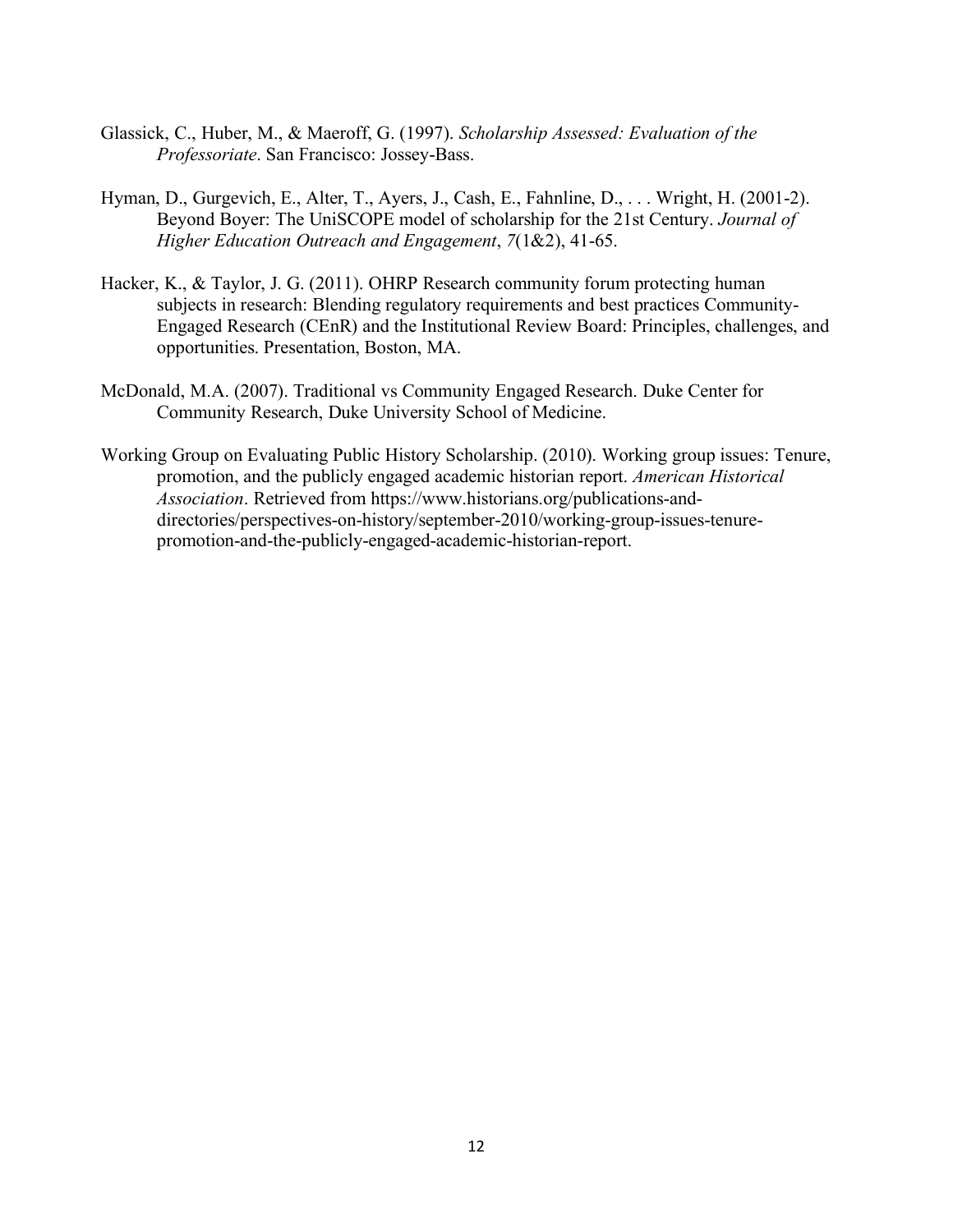Glassick, C., Huber, M., & Maeroff, G. (1997). *Scholarship Assessed: Evaluation of the Professoriate*. San Francisco: Jossey-Bass.

Hyman, D., Gurgevich, E., Alter, T., Ayers, J., Cash, E., Fahnline, D., . . . Wright, H. (2001-2). Beyond Boyer: The UniSCOPE model of scholarship for the 21st Century. *Journal of Higher Education Outreach and Engagement*, *7*(1&2), 41-65.

Hacker, K., & Taylor, J. G. (2011). OHRP Research community forum protecting human subjects in research: Blending regulatory requirements and best practices Community-Engaged Research (CEnR) and the Institutional Review Board: Principles, challenges, and opportunities. Presentation, Boston, MA.

McDonald, M.A. (2007). Traditional vs Community Engaged Research. Duke Center for Community Research, Duke University School of Medicine.

Working Group on Evaluating Public History Scholarship. (2010). Working group issues: Tenure, promotion, and the publicly engaged academic historian report. *American Historical Association*. Retrieved from https://www.historians.org/publications-and-directories/perspectives-on-history/september-2010/working-group-issues-tenure-promotion-and-the-publicly-engaged-academic-historian-report.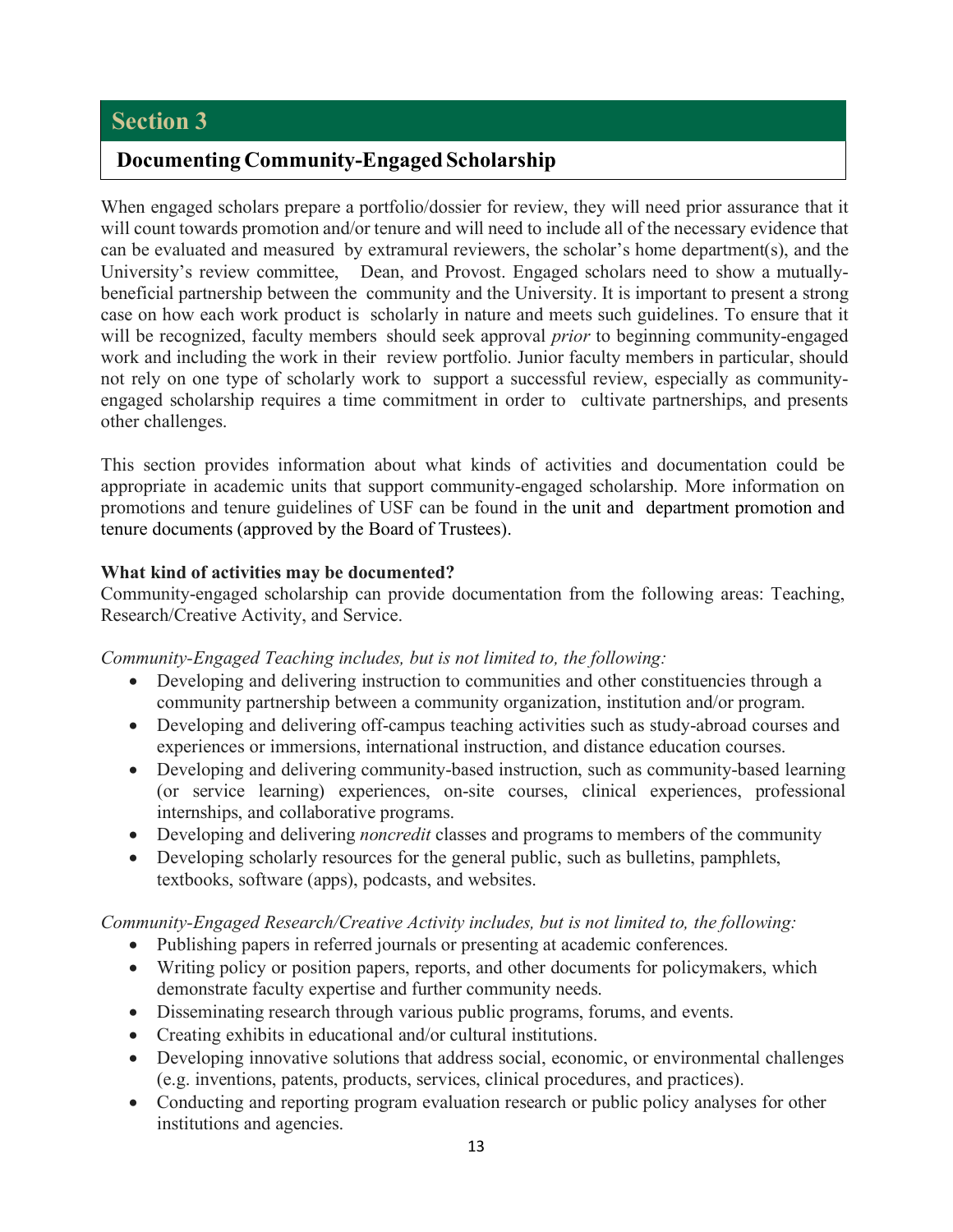# Section 3

## Documenting Community-Engaged Scholarship

When engaged scholars prepare a portfolio/dossier for review, they will need prior assurance that it will count towards promotion and/or tenure and will need to include all of the necessary evidence that can be evaluated and measured by extramural reviewers, the scholar's home department(s), and the University's review committee, Dean, and Provost. Engaged scholars need to show a mutually-beneficial partnership between the community and the University. It is important to present a strong case on how each work product is scholarly in nature and meets such guidelines. To ensure that it will be recognized, faculty members should seek approval *prior* to beginning community-engaged work and including the work in their review portfolio. Junior faculty members in particular, should not rely on one type of scholarly work to support a successful review, especially as community-engaged scholarship requires a time commitment in order to cultivate partnerships, and presents other challenges.

This section provides information about what kinds of activities and documentation could be appropriate in academic units that support community-engaged scholarship. More information on promotions and tenure guidelines of USF can be found in the unit and department promotion and tenure documents (approved by the Board of Trustees).

**What kind of activities may be documented?**
Community-engaged scholarship can provide documentation from the following areas: Teaching, Research/Creative Activity, and Service.

*Community-Engaged Teaching includes, but is not limited to, the following:*

- Developing and delivering instruction to communities and other constituencies through a community partnership between a community organization, institution and/or program.
- Developing and delivering off-campus teaching activities such as study-abroad courses and experiences or immersions, international instruction, and distance education courses.
- Developing and delivering community-based instruction, such as community-based learning (or service learning) experiences, on-site courses, clinical experiences, professional internships, and collaborative programs.
- Developing and delivering *noncredit* classes and programs to members of the community
- Developing scholarly resources for the general public, such as bulletins, pamphlets, textbooks, software (apps), podcasts, and websites.

*Community-Engaged Research/Creative Activity includes, but is not limited to, the following:*

- Publishing papers in referred journals or presenting at academic conferences.
- Writing policy or position papers, reports, and other documents for policymakers, which demonstrate faculty expertise and further community needs.
- Disseminating research through various public programs, forums, and events.
- Creating exhibits in educational and/or cultural institutions.
- Developing innovative solutions that address social, economic, or environmental challenges (e.g. inventions, patents, products, services, clinical procedures, and practices).
- Conducting and reporting program evaluation research or public policy analyses for other institutions and agencies.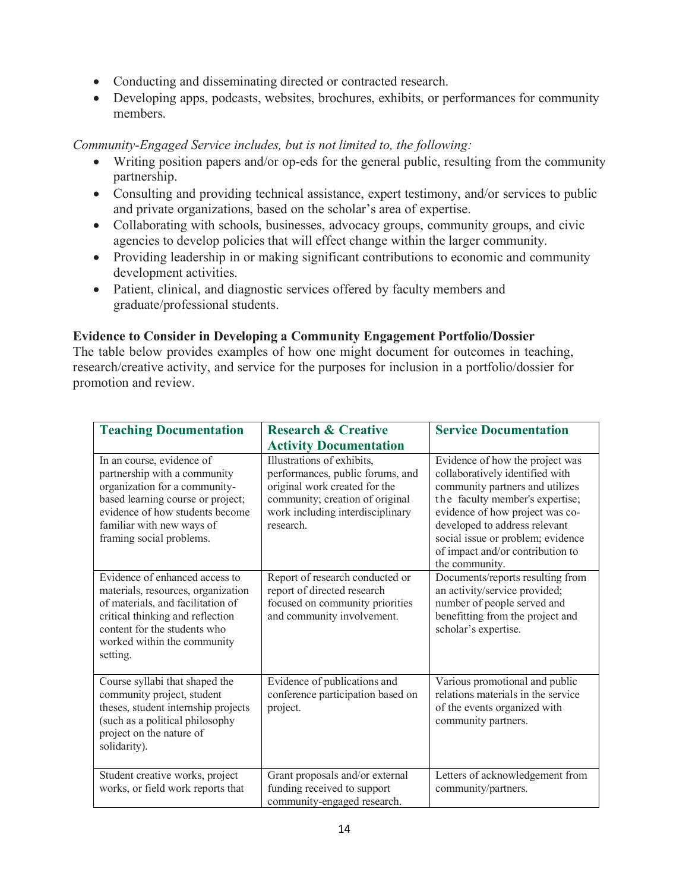- Conducting and disseminating directed or contracted research.
- Developing apps, podcasts, websites, brochures, exhibits, or performances for community members.

*Community-Engaged Service includes, but is not limited to, the following:*

- Writing position papers and/or op-eds for the general public, resulting from the community partnership.
- Consulting and providing technical assistance, expert testimony, and/or services to public and private organizations, based on the scholar's area of expertise.
- Collaborating with schools, businesses, advocacy groups, community groups, and civic agencies to develop policies that will effect change within the larger community.
- Providing leadership in or making significant contributions to economic and community development activities.
- Patient, clinical, and diagnostic services offered by faculty members and graduate/professional students.

**Evidence to Consider in Developing a Community Engagement Portfolio/Dossier**

The table below provides examples of how one might document for outcomes in teaching, research/creative activity, and service for the purposes for inclusion in a portfolio/dossier for promotion and review.

| Teaching Documentation | Research & Creative Activity Documentation | Service Documentation |
|---|---|---|
| In an course, evidence of partnership with a community organization for a community-based learning course or project; evidence of how students become familiar with new ways of framing social problems. | Illustrations of exhibits, performances, public forums, and original work created for the community; creation of original work including interdisciplinary research. | Evidence of how the project was collaboratively identified with community partners and utilizes the faculty member's expertise; evidence of how project was co-developed to address relevant social issue or problem; evidence of impact and/or contribution to the community. |
| Evidence of enhanced access to materials, resources, organization of materials, and facilitation of critical thinking and reflection content for the students who worked within the community setting. | Report of research conducted or report of directed research focused on community priorities and community involvement. | Documents/reports resulting from an activity/service provided; number of people served and benefitting from the project and scholar's expertise. |
| Course syllabi that shaped the community project, student theses, student internship projects (such as a political philosophy project on the nature of solidarity). | Evidence of publications and conference participation based on project. | Various promotional and public relations materials in the service of the events organized with community partners. |
| Student creative works, project works, or field work reports that | Grant proposals and/or external funding received to support community-engaged research. | Letters of acknowledgement from community/partners. |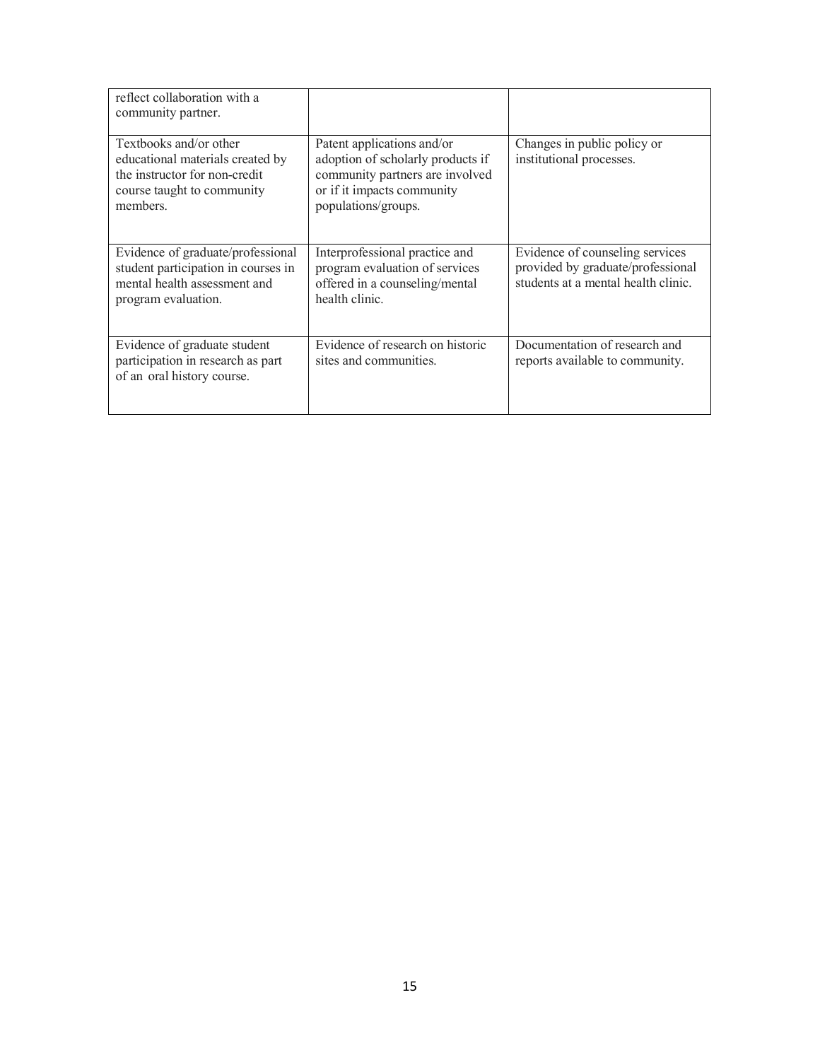| | | |
|---|---|---|
| reflect collaboration with a community partner. | | |
| Textbooks and/or other educational materials created by the instructor for non-credit course taught to community members. | Patent applications and/or adoption of scholarly products if community partners are involved or if it impacts community populations/groups. | Changes in public policy or institutional processes. |
| Evidence of graduate/professional student participation in courses in mental health assessment and program evaluation. | Interprofessional practice and program evaluation of services offered in a counseling/mental health clinic. | Evidence of counseling services provided by graduate/professional students at a mental health clinic. |
| Evidence of graduate student participation in research as part of an oral history course. | Evidence of research on historic sites and communities. | Documentation of research and reports available to community. |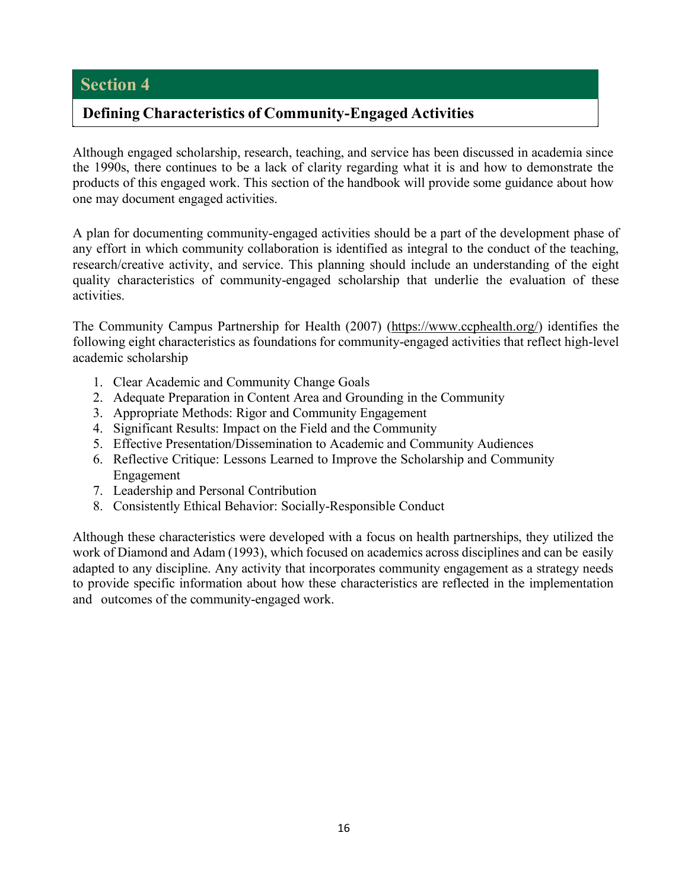## Section 4

### Defining Characteristics of Community-Engaged Activities

Although engaged scholarship, research, teaching, and service has been discussed in academia since the 1990s, there continues to be a lack of clarity regarding what it is and how to demonstrate the products of this engaged work. This section of the handbook will provide some guidance about how one may document engaged activities.

A plan for documenting community-engaged activities should be a part of the development phase of any effort in which community collaboration is identified as integral to the conduct of the teaching, research/creative activity, and service. This planning should include an understanding of the eight quality characteristics of community-engaged scholarship that underlie the evaluation of these activities.

The Community Campus Partnership for Health (2007) (https://www.ccphealth.org/) identifies the following eight characteristics as foundations for community-engaged activities that reflect high-level academic scholarship

1. Clear Academic and Community Change Goals
2. Adequate Preparation in Content Area and Grounding in the Community
3. Appropriate Methods: Rigor and Community Engagement
4. Significant Results: Impact on the Field and the Community
5. Effective Presentation/Dissemination to Academic and Community Audiences
6. Reflective Critique: Lessons Learned to Improve the Scholarship and Community Engagement
7. Leadership and Personal Contribution
8. Consistently Ethical Behavior: Socially-Responsible Conduct

Although these characteristics were developed with a focus on health partnerships, they utilized the work of Diamond and Adam (1993), which focused on academics across disciplines and can be easily adapted to any discipline. Any activity that incorporates community engagement as a strategy needs to provide specific information about how these characteristics are reflected in the implementation and outcomes of the community-engaged work.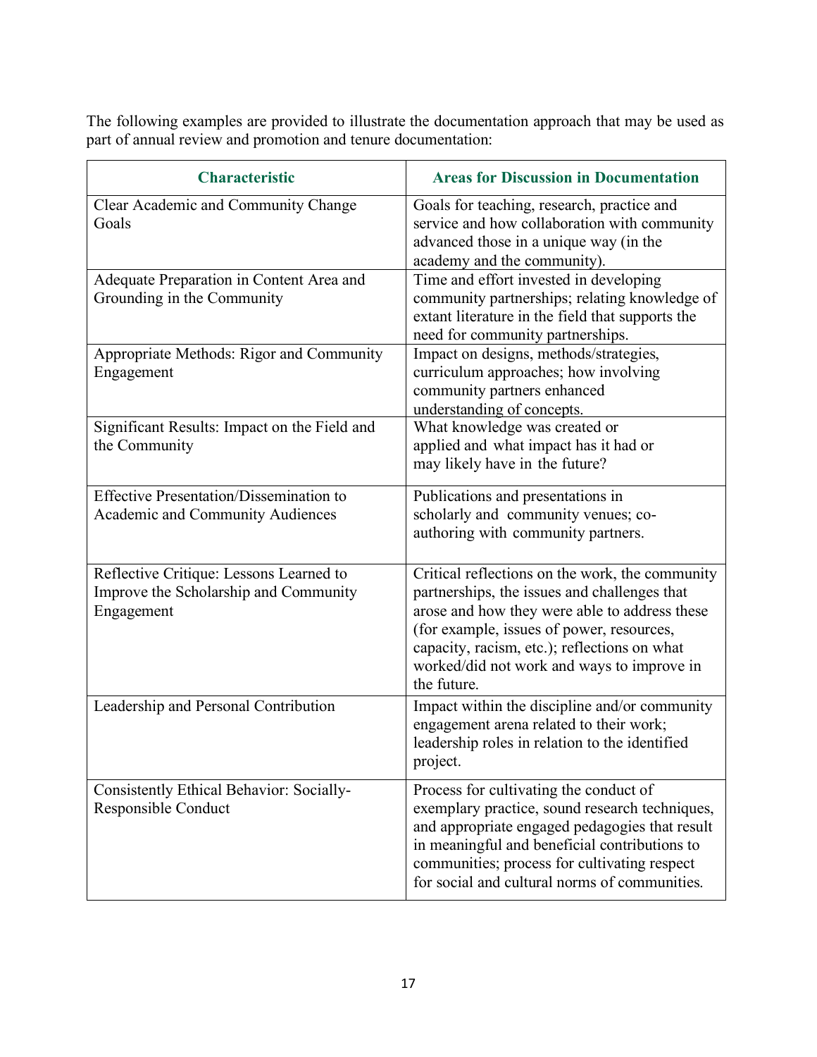The following examples are provided to illustrate the documentation approach that may be used as part of annual review and promotion and tenure documentation:

| Characteristic | Areas for Discussion in Documentation |
| --- | --- |
| Clear Academic and Community Change Goals | Goals for teaching, research, practice and service and how collaboration with community advanced those in a unique way (in the academy and the community). |
| Adequate Preparation in Content Area and Grounding in the Community | Time and effort invested in developing community partnerships; relating knowledge of extant literature in the field that supports the need for community partnerships. |
| Appropriate Methods: Rigor and Community Engagement | Impact on designs, methods/strategies, curriculum approaches; how involving community partners enhanced understanding of concepts. |
| Significant Results: Impact on the Field and the Community | What knowledge was created or applied and what impact has it had or may likely have in the future? |
| Effective Presentation/Dissemination to Academic and Community Audiences | Publications and presentations in scholarly and community venues; co-authoring with community partners. |
| Reflective Critique: Lessons Learned to Improve the Scholarship and Community Engagement | Critical reflections on the work, the community partnerships, the issues and challenges that arose and how they were able to address these (for example, issues of power, resources, capacity, racism, etc.); reflections on what worked/did not work and ways to improve in the future. |
| Leadership and Personal Contribution | Impact within the discipline and/or community engagement arena related to their work; leadership roles in relation to the identified project. |
| Consistently Ethical Behavior: Socially-Responsible Conduct | Process for cultivating the conduct of exemplary practice, sound research techniques, and appropriate engaged pedagogies that result in meaningful and beneficial contributions to communities; process for cultivating respect for social and cultural norms of communities. |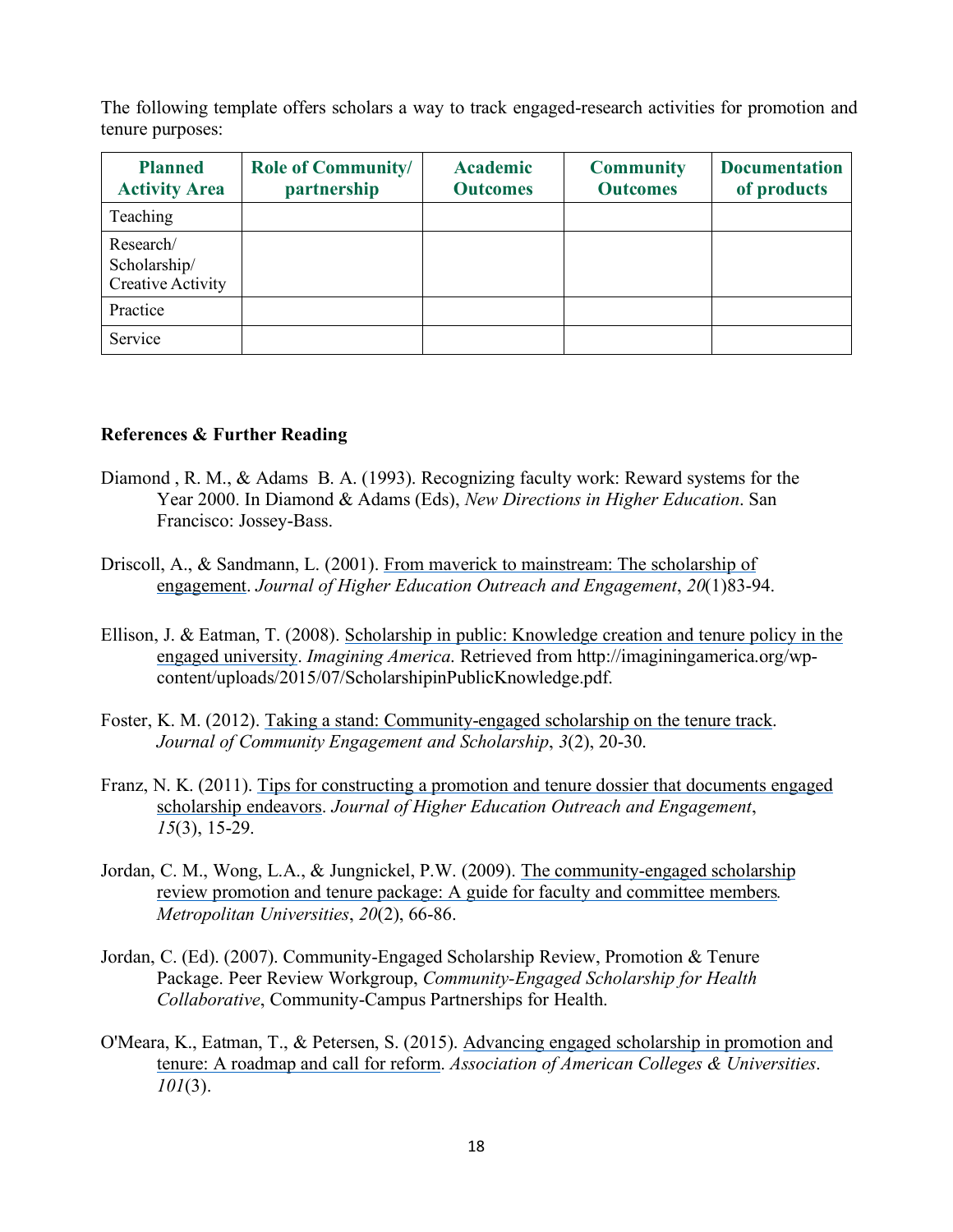The following template offers scholars a way to track engaged-research activities for promotion and tenure purposes:

| Planned Activity Area | Role of Community/ partnership | Academic Outcomes | Community Outcomes | Documentation of products |
|---|---|---|---|---|
| Teaching | | | | |
| Research/ Scholarship/ Creative Activity | | | | |
| Practice | | | | |
| Service | | | | |

**References & Further Reading**

Diamond , R. M., & Adams B. A. (1993). Recognizing faculty work: Reward systems for the Year 2000. In Diamond & Adams (Eds), *New Directions in Higher Education*. San Francisco: Jossey-Bass.

Driscoll, A., & Sandmann, L. (2001). From maverick to mainstream: The scholarship of engagement. *Journal of Higher Education Outreach and Engagement*, *20*(1)83-94.

Ellison, J. & Eatman, T. (2008). Scholarship in public: Knowledge creation and tenure policy in the engaged university. *Imagining America*. Retrieved from http://imaginingamerica.org/wp-content/uploads/2015/07/ScholarshipinPublicKnowledge.pdf.

Foster, K. M. (2012). Taking a stand: Community-engaged scholarship on the tenure track. *Journal of Community Engagement and Scholarship*, *3*(2), 20-30.

Franz, N. K. (2011). Tips for constructing a promotion and tenure dossier that documents engaged scholarship endeavors. *Journal of Higher Education Outreach and Engagement*, *15*(3), 15-29.

Jordan, C. M., Wong, L.A., & Jungnickel, P.W. (2009). The community-engaged scholarship review promotion and tenure package: A guide for faculty and committee members. *Metropolitan Universities*, *20*(2), 66-86.

Jordan, C. (Ed). (2007). Community-Engaged Scholarship Review, Promotion & Tenure Package. Peer Review Workgroup, *Community-Engaged Scholarship for Health Collaborative*, Community-Campus Partnerships for Health.

O'Meara, K., Eatman, T., & Petersen, S. (2015). Advancing engaged scholarship in promotion and tenure: A roadmap and call for reform. *Association of American Colleges & Universities*. *101*(3).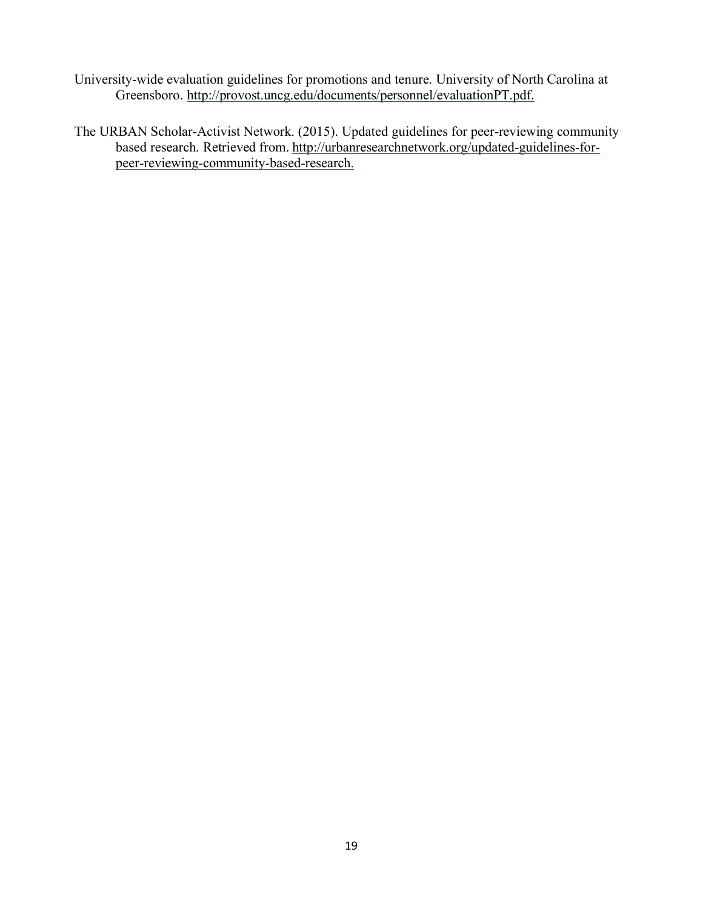University-wide evaluation guidelines for promotions and tenure. University of North Carolina at Greensboro. http://provost.uncg.edu/documents/personnel/evaluationPT.pdf.

The URBAN Scholar-Activist Network. (2015). Updated guidelines for peer-reviewing community based research. Retrieved from. http://urbanresearchnetwork.org/updated-guidelines-for-peer-reviewing-community-based-research.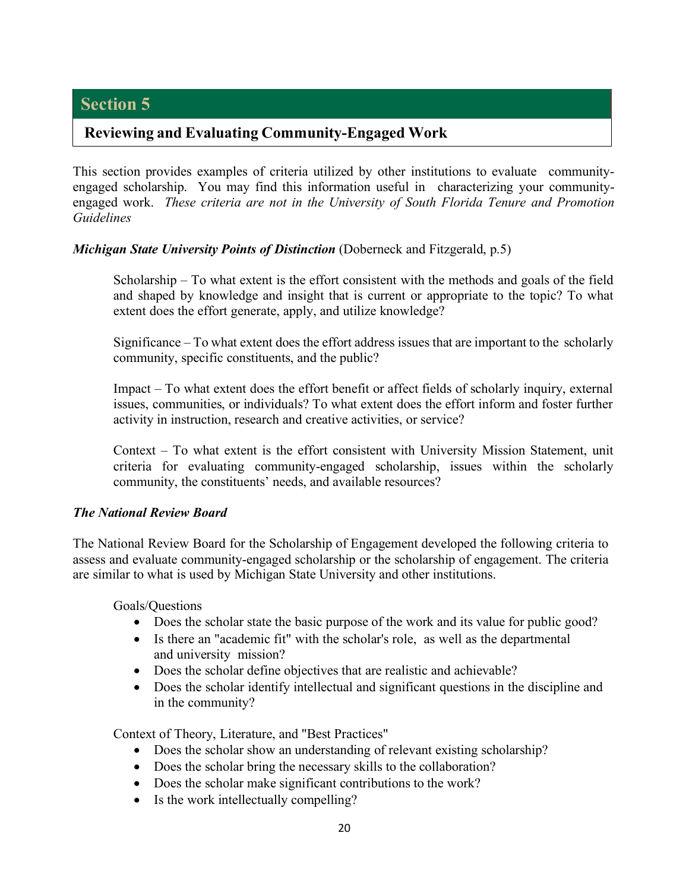## Section 5

### Reviewing and Evaluating Community-Engaged Work

This section provides examples of criteria utilized by other institutions to evaluate community-engaged scholarship. You may find this information useful in characterizing your community-engaged work. *These criteria are not in the University of South Florida Tenure and Promotion Guidelines*

***Michigan State University Points of Distinction*** (Doberneck and Fitzgerald, p.5)

> Scholarship – To what extent is the effort consistent with the methods and goals of the field and shaped by knowledge and insight that is current or appropriate to the topic? To what extent does the effort generate, apply, and utilize knowledge?
>
> Significance – To what extent does the effort address issues that are important to the scholarly community, specific constituents, and the public?
>
> Impact – To what extent does the effort benefit or affect fields of scholarly inquiry, external issues, communities, or individuals? To what extent does the effort inform and foster further activity in instruction, research and creative activities, or service?
>
> Context – To what extent is the effort consistent with University Mission Statement, unit criteria for evaluating community-engaged scholarship, issues within the scholarly community, the constituents' needs, and available resources?

***The National Review Board***

The National Review Board for the Scholarship of Engagement developed the following criteria to assess and evaluate community-engaged scholarship or the scholarship of engagement. The criteria are similar to what is used by Michigan State University and other institutions.

Goals/Questions

- Does the scholar state the basic purpose of the work and its value for public good?
- Is there an "academic fit" with the scholar's role, as well as the departmental and university mission?
- Does the scholar define objectives that are realistic and achievable?
- Does the scholar identify intellectual and significant questions in the discipline and in the community?

Context of Theory, Literature, and "Best Practices"

- Does the scholar show an understanding of relevant existing scholarship?
- Does the scholar bring the necessary skills to the collaboration?
- Does the scholar make significant contributions to the work?
- Is the work intellectually compelling?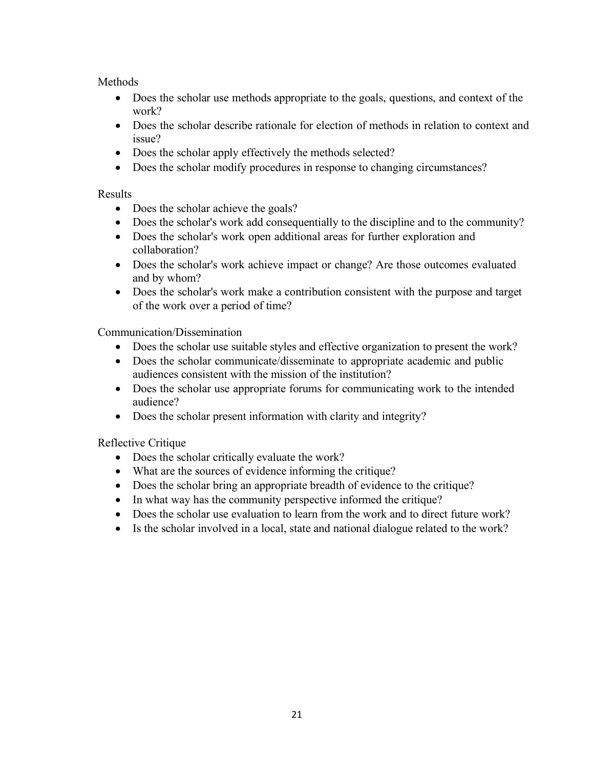Methods

- Does the scholar use methods appropriate to the goals, questions, and context of the work?
- Does the scholar describe rationale for election of methods in relation to context and issue?
- Does the scholar apply effectively the methods selected?
- Does the scholar modify procedures in response to changing circumstances?

Results

- Does the scholar achieve the goals?
- Does the scholar's work add consequentially to the discipline and to the community?
- Does the scholar's work open additional areas for further exploration and collaboration?
- Does the scholar's work achieve impact or change? Are those outcomes evaluated and by whom?
- Does the scholar's work make a contribution consistent with the purpose and target of the work over a period of time?

Communication/Dissemination

- Does the scholar use suitable styles and effective organization to present the work?
- Does the scholar communicate/disseminate to appropriate academic and public audiences consistent with the mission of the institution?
- Does the scholar use appropriate forums for communicating work to the intended audience?
- Does the scholar present information with clarity and integrity?

Reflective Critique

- Does the scholar critically evaluate the work?
- What are the sources of evidence informing the critique?
- Does the scholar bring an appropriate breadth of evidence to the critique?
- In what way has the community perspective informed the critique?
- Does the scholar use evaluation to learn from the work and to direct future work?
- Is the scholar involved in a local, state and national dialogue related to the work?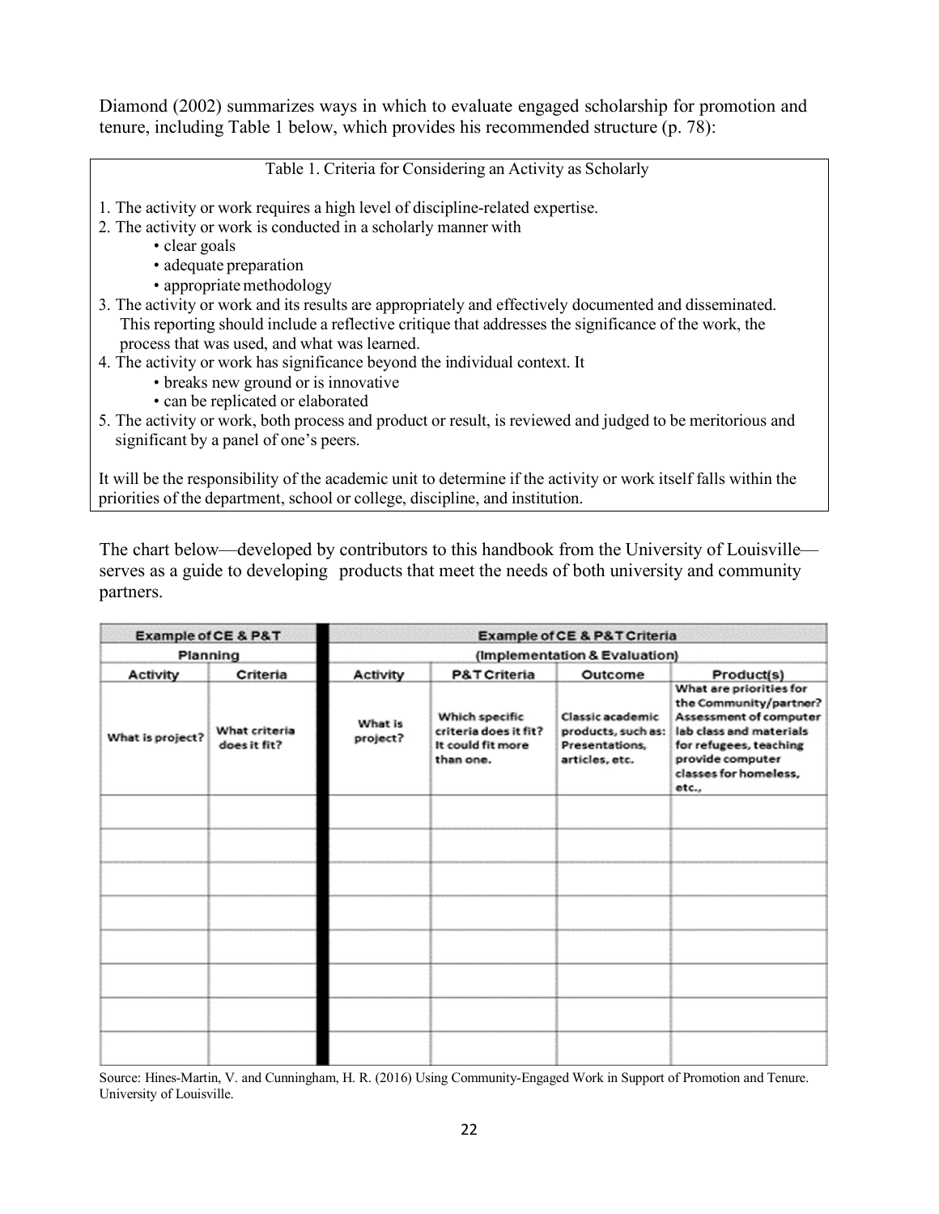Diamond (2002) summarizes ways in which to evaluate engaged scholarship for promotion and tenure, including Table 1 below, which provides his recommended structure (p. 78):

Table 1. Criteria for Considering an Activity as Scholarly

1. The activity or work requires a high level of discipline-related expertise.
2. The activity or work is conducted in a scholarly manner with
   - clear goals
   - adequate preparation
   - appropriate methodology
3. The activity or work and its results are appropriately and effectively documented and disseminated. This reporting should include a reflective critique that addresses the significance of the work, the process that was used, and what was learned.
4. The activity or work has significance beyond the individual context. It
   - breaks new ground or is innovative
   - can be replicated or elaborated
5. The activity or work, both process and product or result, is reviewed and judged to be meritorious and significant by a panel of one's peers.

It will be the responsibility of the academic unit to determine if the activity or work itself falls within the priorities of the department, school or college, discipline, and institution.

The chart below—developed by contributors to this handbook from the University of Louisville—serves as a guide to developing products that meet the needs of both university and community partners.

| Example of CE & P&T | | Example of CE & P&T Criteria | | | |
|---|---|---|---|---|---|
| Planning | | (Implementation & Evaluation) | | | |
| Activity | Criteria | Activity | P&T Criteria | Outcome | Product(s) |
| What is project? | What criteria does it fit? | What is project? | Which specific criteria does it fit? It could fit more than one. | Classic academic products, such as: Presentations, articles, etc. | What are priorities for the Community/partner? Assessment of computer lab class and materials for refugees, teaching provide computer classes for homeless, etc., |
| | | | | | |
| | | | | | |
| | | | | | |
| | | | | | |
| | | | | | |
| | | | | | |
| | | | | | |
| | | | | | |

Source: Hines-Martin, V. and Cunningham, H. R. (2016) Using Community-Engaged Work in Support of Promotion and Tenure. University of Louisville.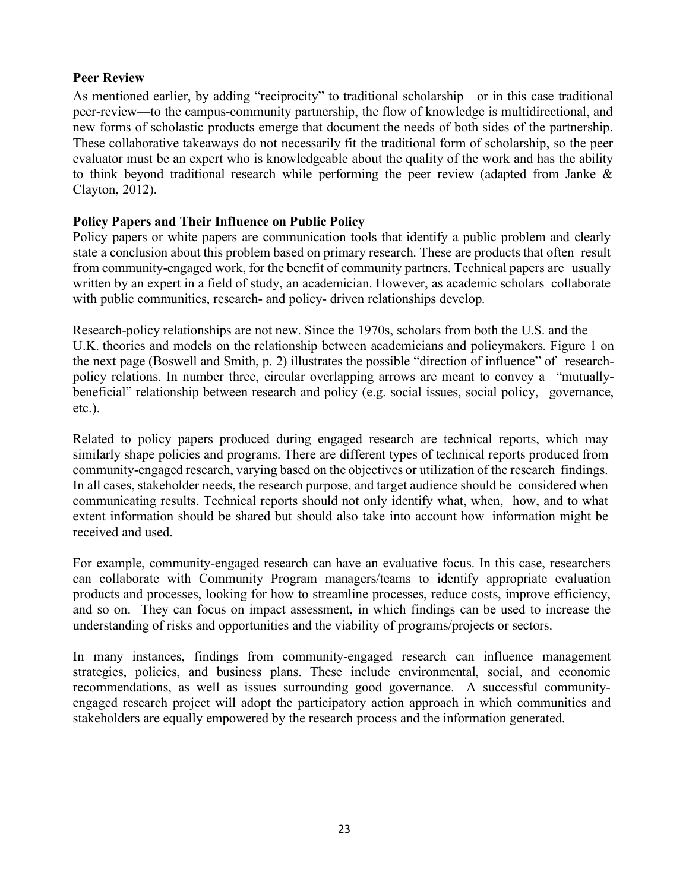**Peer Review**

As mentioned earlier, by adding "reciprocity" to traditional scholarship—or in this case traditional peer-review—to the campus-community partnership, the flow of knowledge is multidirectional, and new forms of scholastic products emerge that document the needs of both sides of the partnership. These collaborative takeaways do not necessarily fit the traditional form of scholarship, so the peer evaluator must be an expert who is knowledgeable about the quality of the work and has the ability to think beyond traditional research while performing the peer review (adapted from Janke & Clayton, 2012).

**Policy Papers and Their Influence on Public Policy**

Policy papers or white papers are communication tools that identify a public problem and clearly state a conclusion about this problem based on primary research. These are products that often result from community-engaged work, for the benefit of community partners. Technical papers are usually written by an expert in a field of study, an academician. However, as academic scholars collaborate with public communities, research- and policy- driven relationships develop.

Research-policy relationships are not new. Since the 1970s, scholars from both the U.S. and the U.K. theories and models on the relationship between academicians and policymakers. Figure 1 on the next page (Boswell and Smith, p. 2) illustrates the possible "direction of influence" of research-policy relations. In number three, circular overlapping arrows are meant to convey a "mutually-beneficial" relationship between research and policy (e.g. social issues, social policy, governance, etc.).

Related to policy papers produced during engaged research are technical reports, which may similarly shape policies and programs. There are different types of technical reports produced from community-engaged research, varying based on the objectives or utilization of the research findings. In all cases, stakeholder needs, the research purpose, and target audience should be considered when communicating results. Technical reports should not only identify what, when, how, and to what extent information should be shared but should also take into account how information might be received and used.

For example, community-engaged research can have an evaluative focus. In this case, researchers can collaborate with Community Program managers/teams to identify appropriate evaluation products and processes, looking for how to streamline processes, reduce costs, improve efficiency, and so on. They can focus on impact assessment, in which findings can be used to increase the understanding of risks and opportunities and the viability of programs/projects or sectors.

In many instances, findings from community-engaged research can influence management strategies, policies, and business plans. These include environmental, social, and economic recommendations, as well as issues surrounding good governance. A successful community-engaged research project will adopt the participatory action approach in which communities and stakeholders are equally empowered by the research process and the information generated.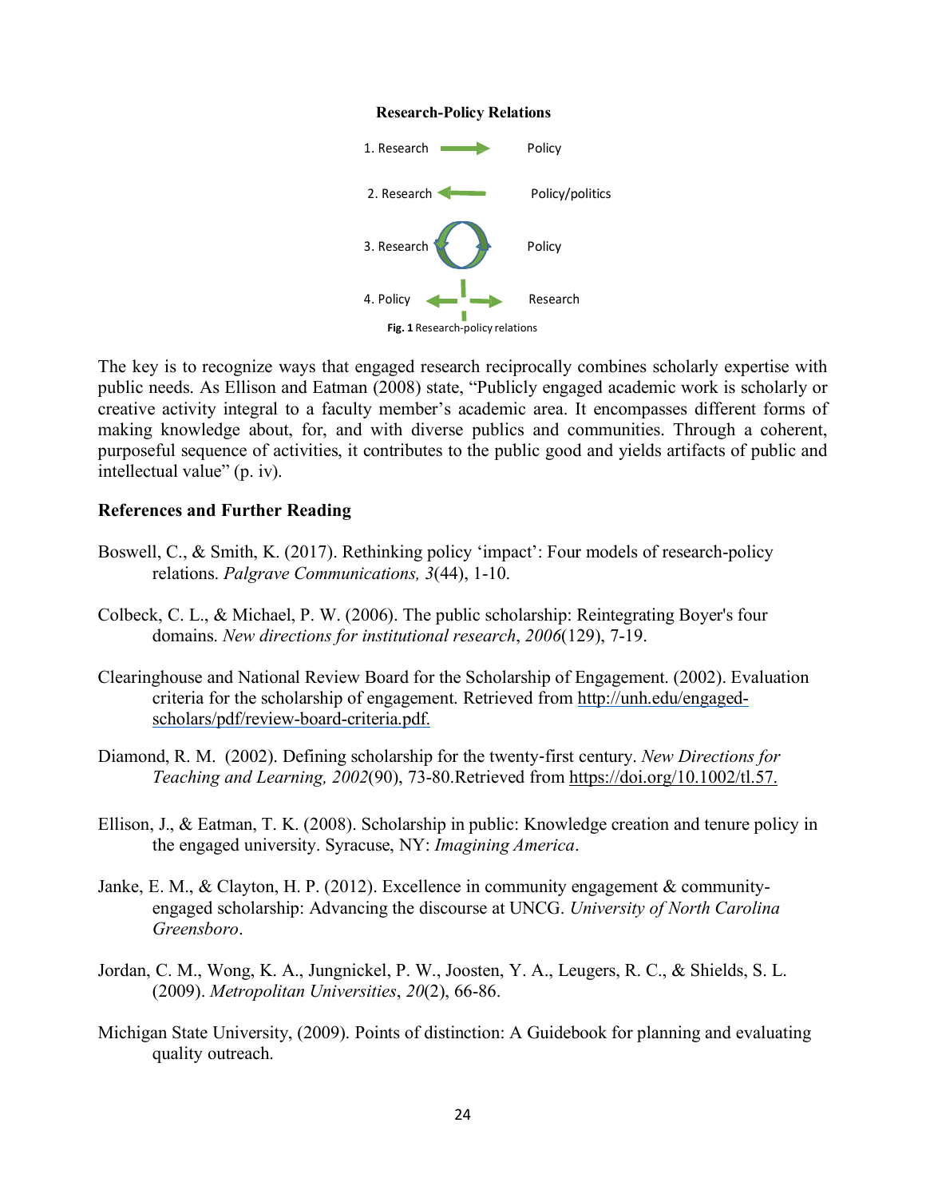**Research-Policy Relations**

1. Research → Policy

2. Research ← Policy/politics

3. Research ⟲ Policy

4. Policy ← ┆ → Research

**Fig. 1** Research-policy relations

The key is to recognize ways that engaged research reciprocally combines scholarly expertise with public needs. As Ellison and Eatman (2008) state, "Publicly engaged academic work is scholarly or creative activity integral to a faculty member's academic area. It encompasses different forms of making knowledge about, for, and with diverse publics and communities. Through a coherent, purposeful sequence of activities, it contributes to the public good and yields artifacts of public and intellectual value" (p. iv).

## References and Further Reading

Boswell, C., & Smith, K. (2017). Rethinking policy 'impact': Four models of research-policy relations. *Palgrave Communications, 3*(44), 1-10.

Colbeck, C. L., & Michael, P. W. (2006). The public scholarship: Reintegrating Boyer's four domains. *New directions for institutional research*, *2006*(129), 7-19.

Clearinghouse and National Review Board for the Scholarship of Engagement. (2002). Evaluation criteria for the scholarship of engagement. Retrieved from http://unh.edu/engaged-scholars/pdf/review-board-criteria.pdf.

Diamond, R. M. (2002). Defining scholarship for the twenty-first century. *New Directions for Teaching and Learning, 2002*(90), 73-80.Retrieved from https://doi.org/10.1002/tl.57.

Ellison, J., & Eatman, T. K. (2008). Scholarship in public: Knowledge creation and tenure policy in the engaged university. Syracuse, NY: *Imagining America*.

Janke, E. M., & Clayton, H. P. (2012). Excellence in community engagement & community-engaged scholarship: Advancing the discourse at UNCG. *University of North Carolina Greensboro*.

Jordan, C. M., Wong, K. A., Jungnickel, P. W., Joosten, Y. A., Leugers, R. C., & Shields, S. L. (2009). *Metropolitan Universities*, *20*(2), 66-86.

Michigan State University, (2009). Points of distinction: A Guidebook for planning and evaluating quality outreach.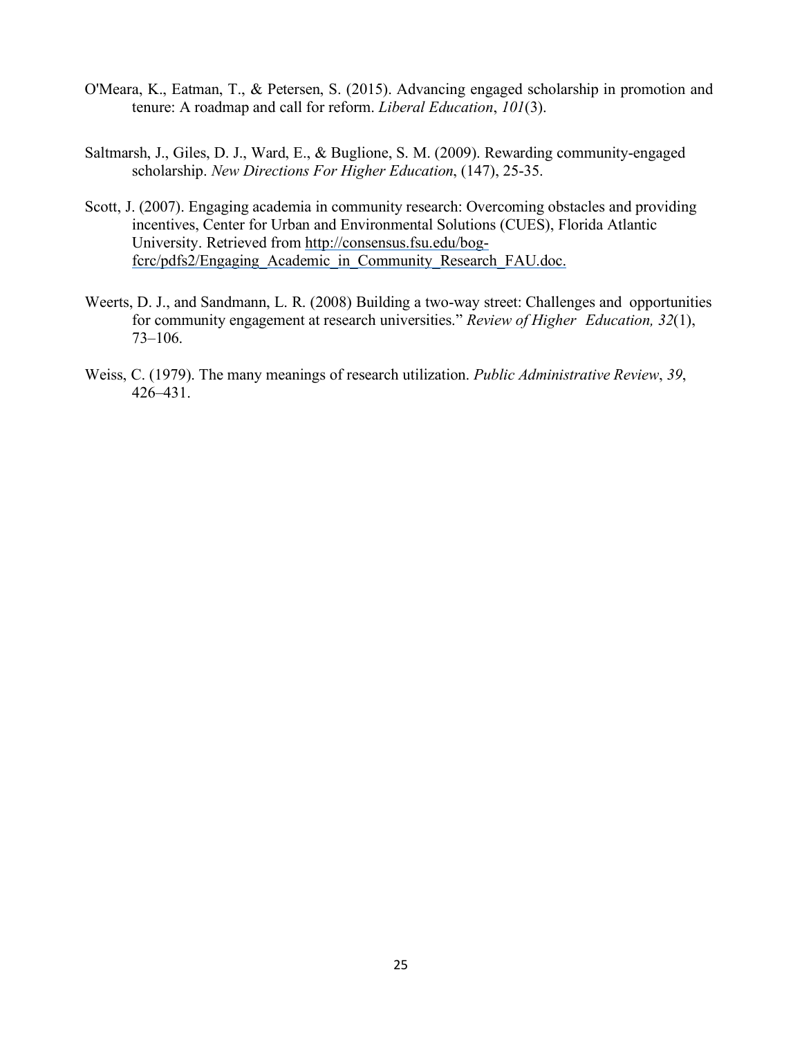O'Meara, K., Eatman, T., & Petersen, S. (2015). Advancing engaged scholarship in promotion and tenure: A roadmap and call for reform. *Liberal Education*, *101*(3).

Saltmarsh, J., Giles, D. J., Ward, E., & Buglione, S. M. (2009). Rewarding community-engaged scholarship. *New Directions For Higher Education*, (147), 25-35.

Scott, J. (2007). Engaging academia in community research: Overcoming obstacles and providing incentives, Center for Urban and Environmental Solutions (CUES), Florida Atlantic University. Retrieved from http://consensus.fsu.edu/bog-fcrc/pdfs2/Engaging_Academic_in_Community_Research_FAU.doc.

Weerts, D. J., and Sandmann, L. R. (2008) Building a two-way street: Challenges and opportunities for community engagement at research universities." *Review of Higher Education, 32*(1), 73–106.

Weiss, C. (1979). The many meanings of research utilization. *Public Administrative Review*, *39*, 426–431.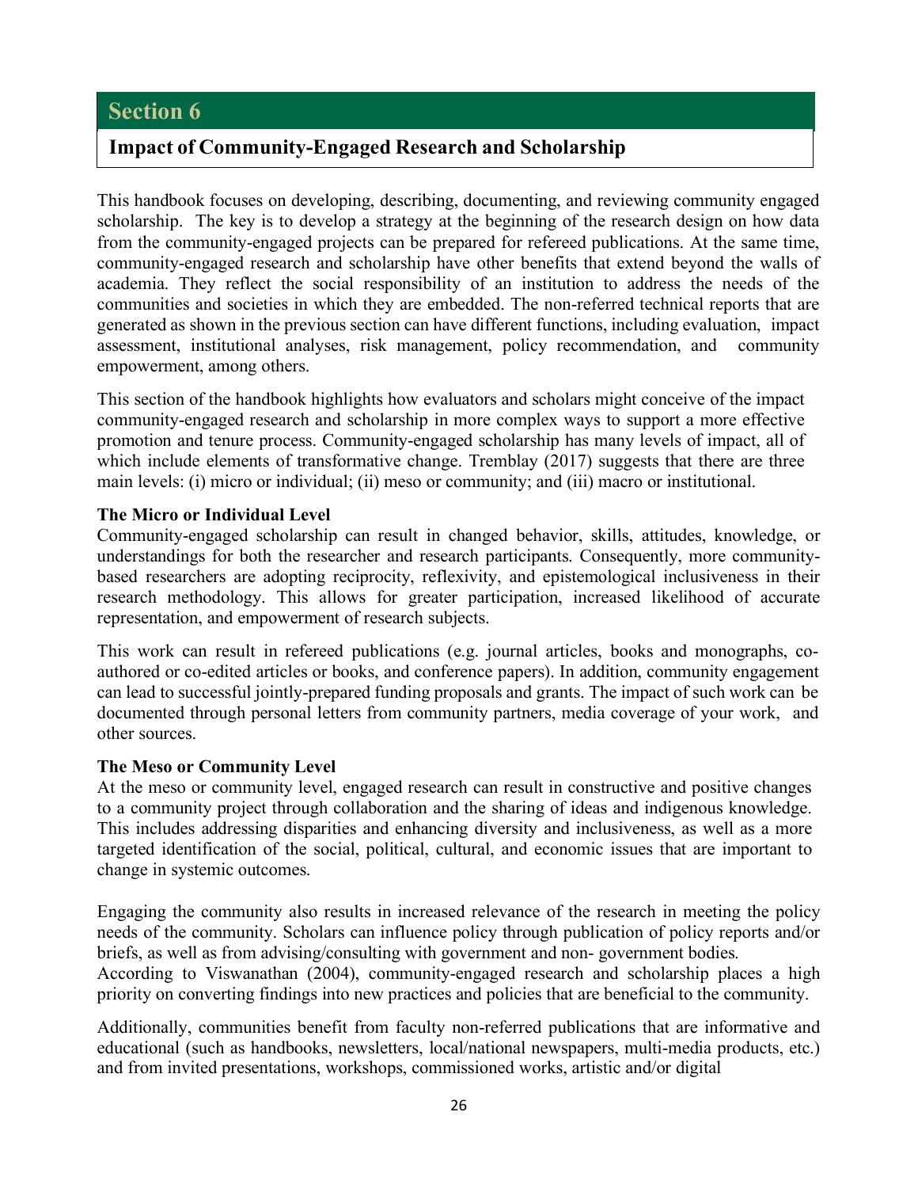## Section 6

### Impact of Community-Engaged Research and Scholarship

This handbook focuses on developing, describing, documenting, and reviewing community engaged scholarship. The key is to develop a strategy at the beginning of the research design on how data from the community-engaged projects can be prepared for refereed publications. At the same time, community-engaged research and scholarship have other benefits that extend beyond the walls of academia. They reflect the social responsibility of an institution to address the needs of the communities and societies in which they are embedded. The non-referred technical reports that are generated as shown in the previous section can have different functions, including evaluation, impact assessment, institutional analyses, risk management, policy recommendation, and community empowerment, among others.

This section of the handbook highlights how evaluators and scholars might conceive of the impact community-engaged research and scholarship in more complex ways to support a more effective promotion and tenure process. Community-engaged scholarship has many levels of impact, all of which include elements of transformative change. Tremblay (2017) suggests that there are three main levels: (i) micro or individual; (ii) meso or community; and (iii) macro or institutional.

**The Micro or Individual Level**

Community-engaged scholarship can result in changed behavior, skills, attitudes, knowledge, or understandings for both the researcher and research participants. Consequently, more community-based researchers are adopting reciprocity, reflexivity, and epistemological inclusiveness in their research methodology. This allows for greater participation, increased likelihood of accurate representation, and empowerment of research subjects.

This work can result in refereed publications (e.g. journal articles, books and monographs, co-authored or co-edited articles or books, and conference papers). In addition, community engagement can lead to successful jointly-prepared funding proposals and grants. The impact of such work can be documented through personal letters from community partners, media coverage of your work, and other sources.

**The Meso or Community Level**

At the meso or community level, engaged research can result in constructive and positive changes to a community project through collaboration and the sharing of ideas and indigenous knowledge. This includes addressing disparities and enhancing diversity and inclusiveness, as well as a more targeted identification of the social, political, cultural, and economic issues that are important to change in systemic outcomes.

Engaging the community also results in increased relevance of the research in meeting the policy needs of the community. Scholars can influence policy through publication of policy reports and/or briefs, as well as from advising/consulting with government and non- government bodies. According to Viswanathan (2004), community-engaged research and scholarship places a high priority on converting findings into new practices and policies that are beneficial to the community.

Additionally, communities benefit from faculty non-referred publications that are informative and educational (such as handbooks, newsletters, local/national newspapers, multi-media products, etc.) and from invited presentations, workshops, commissioned works, artistic and/or digital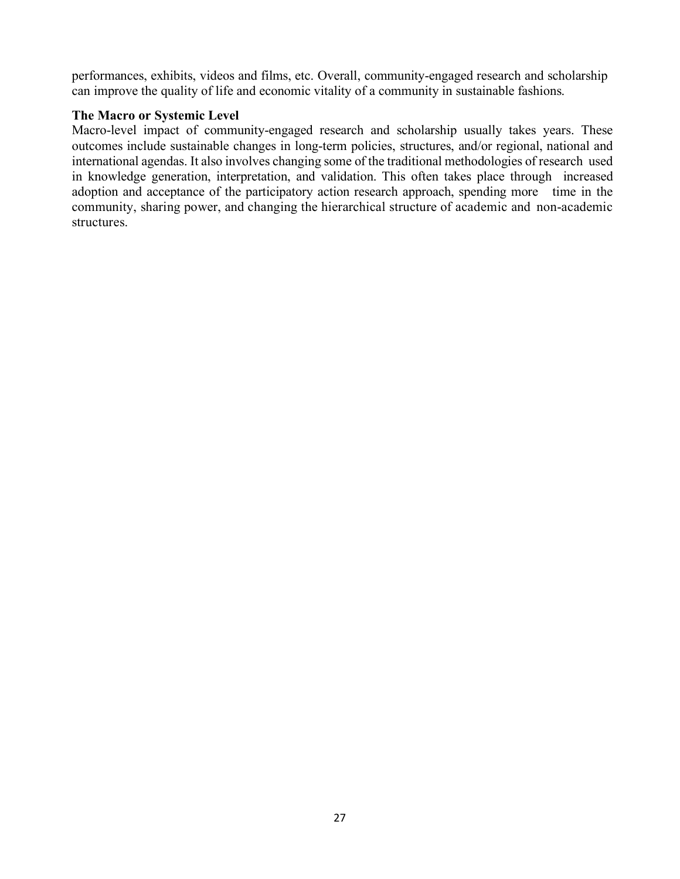performances, exhibits, videos and films, etc. Overall, community-engaged research and scholarship can improve the quality of life and economic vitality of a community in sustainable fashions.

**The Macro or Systemic Level**

Macro-level impact of community-engaged research and scholarship usually takes years. These outcomes include sustainable changes in long-term policies, structures, and/or regional, national and international agendas. It also involves changing some of the traditional methodologies of research used in knowledge generation, interpretation, and validation. This often takes place through increased adoption and acceptance of the participatory action research approach, spending more time in the community, sharing power, and changing the hierarchical structure of academic and non-academic structures.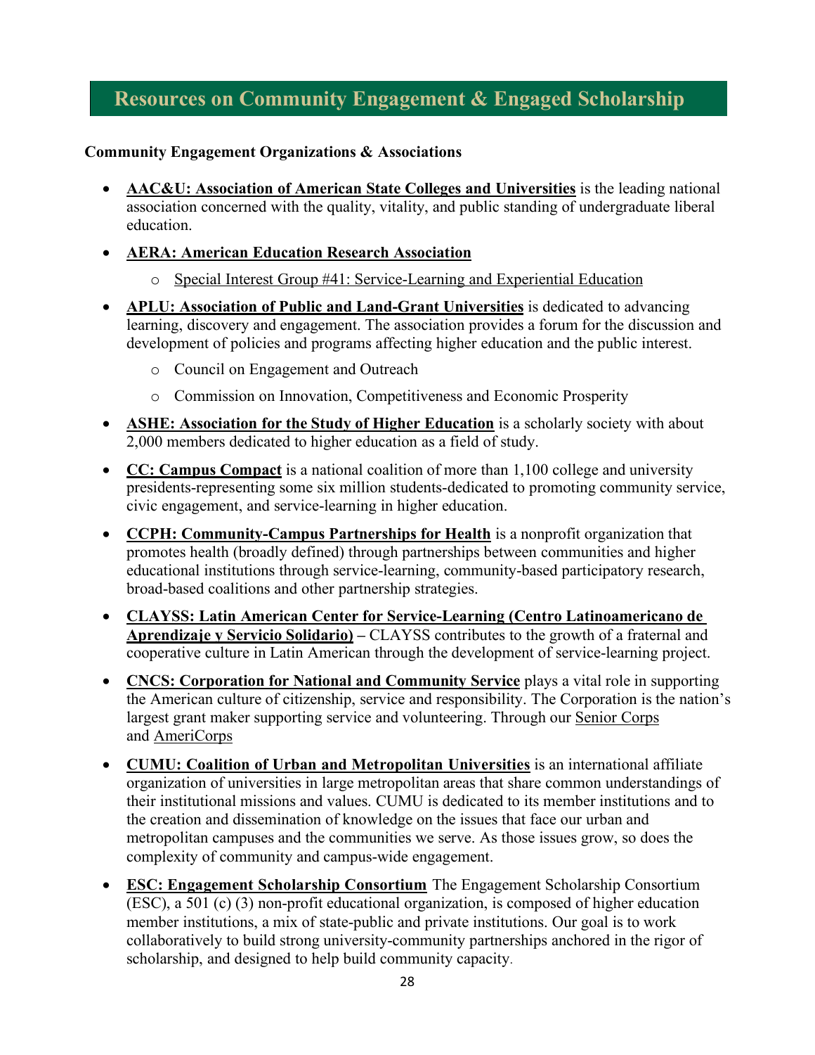## Resources on Community Engagement & Engaged Scholarship

**Community Engagement Organizations & Associations**

- **AAC&U: Association of American State Colleges and Universities** is the leading national association concerned with the quality, vitality, and public standing of undergraduate liberal education.
- **AERA: American Education Research Association**
  - Special Interest Group #41: Service-Learning and Experiential Education
- **APLU: Association of Public and Land-Grant Universities** is dedicated to advancing learning, discovery and engagement. The association provides a forum for the discussion and development of policies and programs affecting higher education and the public interest.
  - Council on Engagement and Outreach
  - Commission on Innovation, Competitiveness and Economic Prosperity
- **ASHE: Association for the Study of Higher Education** is a scholarly society with about 2,000 members dedicated to higher education as a field of study.
- **CC: Campus Compact** is a national coalition of more than 1,100 college and university presidents-representing some six million students-dedicated to promoting community service, civic engagement, and service-learning in higher education.
- **CCPH: Community-Campus Partnerships for Health** is a nonprofit organization that promotes health (broadly defined) through partnerships between communities and higher educational institutions through service-learning, community-based participatory research, broad-based coalitions and other partnership strategies.
- **CLAYSS: Latin American Center for Service-Learning (Centro Latinoamericano de Aprendizaje y Servicio Solidario)** – CLAYSS contributes to the growth of a fraternal and cooperative culture in Latin American through the development of service-learning project.
- **CNCS: Corporation for National and Community Service** plays a vital role in supporting the American culture of citizenship, service and responsibility. The Corporation is the nation's largest grant maker supporting service and volunteering. Through our Senior Corps and AmeriCorps
- **CUMU: Coalition of Urban and Metropolitan Universities** is an international affiliate organization of universities in large metropolitan areas that share common understandings of their institutional missions and values. CUMU is dedicated to its member institutions and to the creation and dissemination of knowledge on the issues that face our urban and metropolitan campuses and the communities we serve. As those issues grow, so does the complexity of community and campus-wide engagement.
- **ESC: Engagement Scholarship Consortium** The Engagement Scholarship Consortium (ESC), a 501 (c) (3) non-profit educational organization, is composed of higher education member institutions, a mix of state-public and private institutions. Our goal is to work collaboratively to build strong university-community partnerships anchored in the rigor of scholarship, and designed to help build community capacity.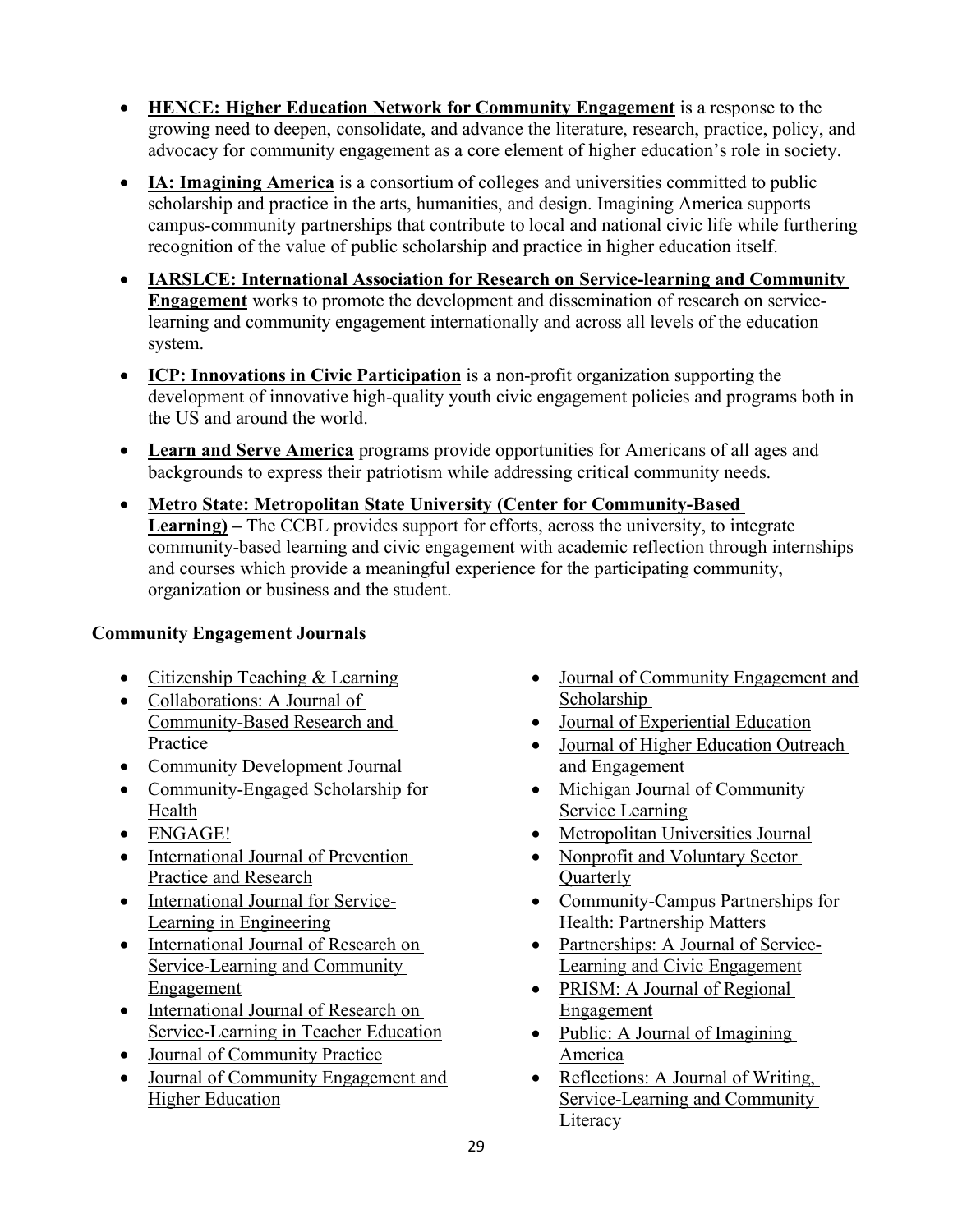- **HENCE: Higher Education Network for Community Engagement** is a response to the growing need to deepen, consolidate, and advance the literature, research, practice, policy, and advocacy for community engagement as a core element of higher education's role in society.
- **IA: Imagining America** is a consortium of colleges and universities committed to public scholarship and practice in the arts, humanities, and design. Imagining America supports campus-community partnerships that contribute to local and national civic life while furthering recognition of the value of public scholarship and practice in higher education itself.
- **IARSLCE: International Association for Research on Service-learning and Community Engagement** works to promote the development and dissemination of research on service-learning and community engagement internationally and across all levels of the education system.
- **ICP: Innovations in Civic Participation** is a non-profit organization supporting the development of innovative high-quality youth civic engagement policies and programs both in the US and around the world.
- **Learn and Serve America** programs provide opportunities for Americans of all ages and backgrounds to express their patriotism while addressing critical community needs.
- **Metro State: Metropolitan State University (Center for Community-Based Learning) –** The CCBL provides support for efforts, across the university, to integrate community-based learning and civic engagement with academic reflection through internships and courses which provide a meaningful experience for the participating community, organization or business and the student.

**Community Engagement Journals**

- Citizenship Teaching & Learning
- Collaborations: A Journal of Community-Based Research and Practice
- Community Development Journal
- Community-Engaged Scholarship for Health
- ENGAGE!
- International Journal of Prevention Practice and Research
- International Journal for Service-Learning in Engineering
- International Journal of Research on Service-Learning and Community Engagement
- International Journal of Research on Service-Learning in Teacher Education
- Journal of Community Practice
- Journal of Community Engagement and Higher Education
- Journal of Community Engagement and Scholarship
- Journal of Experiential Education
- Journal of Higher Education Outreach and Engagement
- Michigan Journal of Community Service Learning
- Metropolitan Universities Journal
- Nonprofit and Voluntary Sector Quarterly
- Community-Campus Partnerships for Health: Partnership Matters
- Partnerships: A Journal of Service-Learning and Civic Engagement
- PRISM: A Journal of Regional Engagement
- Public: A Journal of Imagining America
- Reflections: A Journal of Writing, Service-Learning and Community Literacy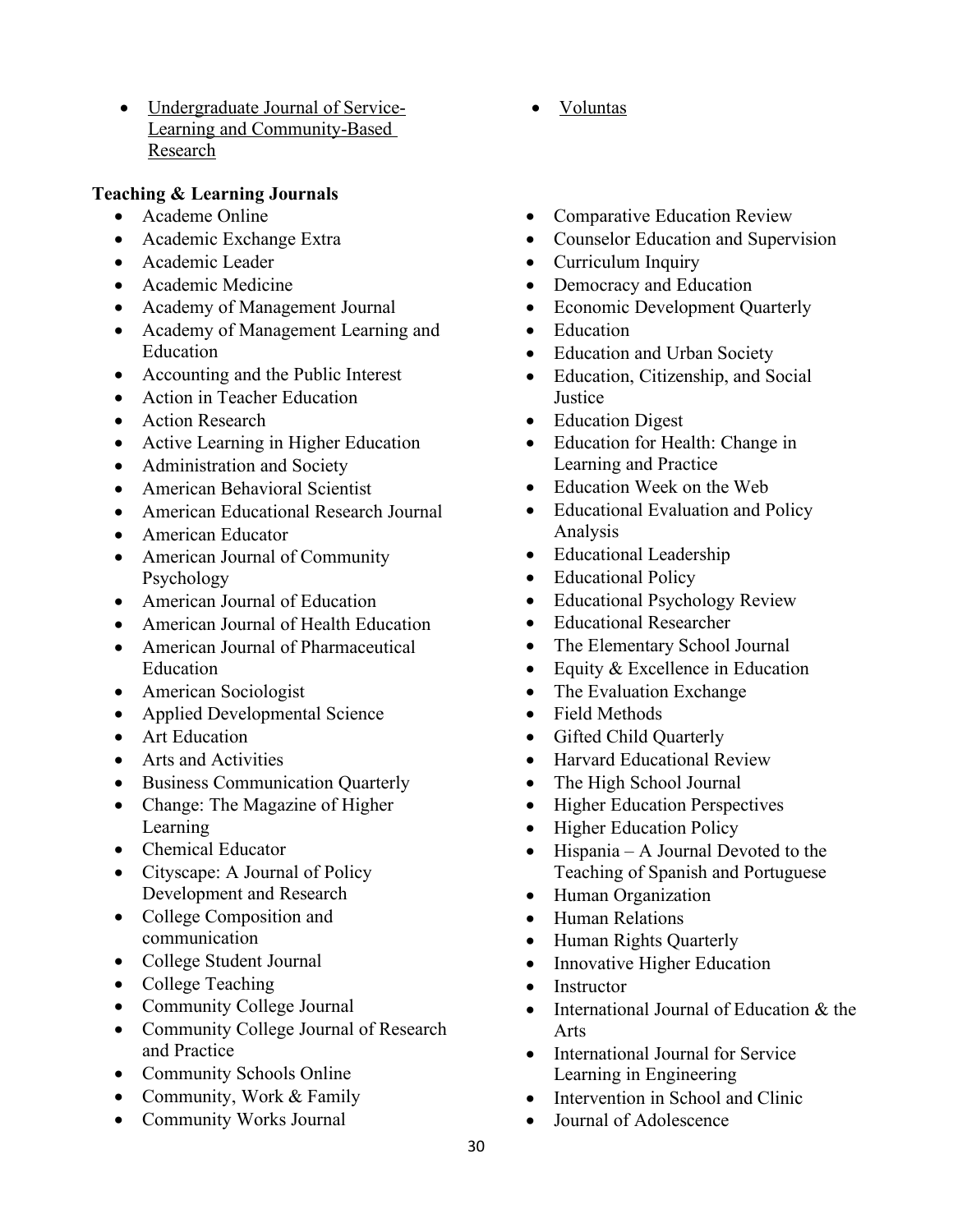- Undergraduate Journal of Service-Learning and Community-Based Research
- Voluntas

**Teaching & Learning Journals**

- Academe Online
- Academic Exchange Extra
- Academic Leader
- Academic Medicine
- Academy of Management Journal
- Academy of Management Learning and Education
- Accounting and the Public Interest
- Action in Teacher Education
- Action Research
- Active Learning in Higher Education
- Administration and Society
- American Behavioral Scientist
- American Educational Research Journal
- American Educator
- American Journal of Community Psychology
- American Journal of Education
- American Journal of Health Education
- American Journal of Pharmaceutical Education
- American Sociologist
- Applied Developmental Science
- Art Education
- Arts and Activities
- Business Communication Quarterly
- Change: The Magazine of Higher Learning
- Chemical Educator
- Cityscape: A Journal of Policy Development and Research
- College Composition and communication
- College Student Journal
- College Teaching
- Community College Journal
- Community College Journal of Research and Practice
- Community Schools Online
- Community, Work & Family
- Community Works Journal
- Comparative Education Review
- Counselor Education and Supervision
- Curriculum Inquiry
- Democracy and Education
- Economic Development Quarterly
- Education
- Education and Urban Society
- Education, Citizenship, and Social Justice
- Education Digest
- Education for Health: Change in Learning and Practice
- Education Week on the Web
- Educational Evaluation and Policy Analysis
- Educational Leadership
- Educational Policy
- Educational Psychology Review
- Educational Researcher
- The Elementary School Journal
- Equity & Excellence in Education
- The Evaluation Exchange
- Field Methods
- Gifted Child Quarterly
- Harvard Educational Review
- The High School Journal
- Higher Education Perspectives
- Higher Education Policy
- Hispania – A Journal Devoted to the Teaching of Spanish and Portuguese
- Human Organization
- Human Relations
- Human Rights Quarterly
- Innovative Higher Education
- Instructor
- International Journal of Education & the Arts
- International Journal for Service Learning in Engineering
- Intervention in School and Clinic
- Journal of Adolescence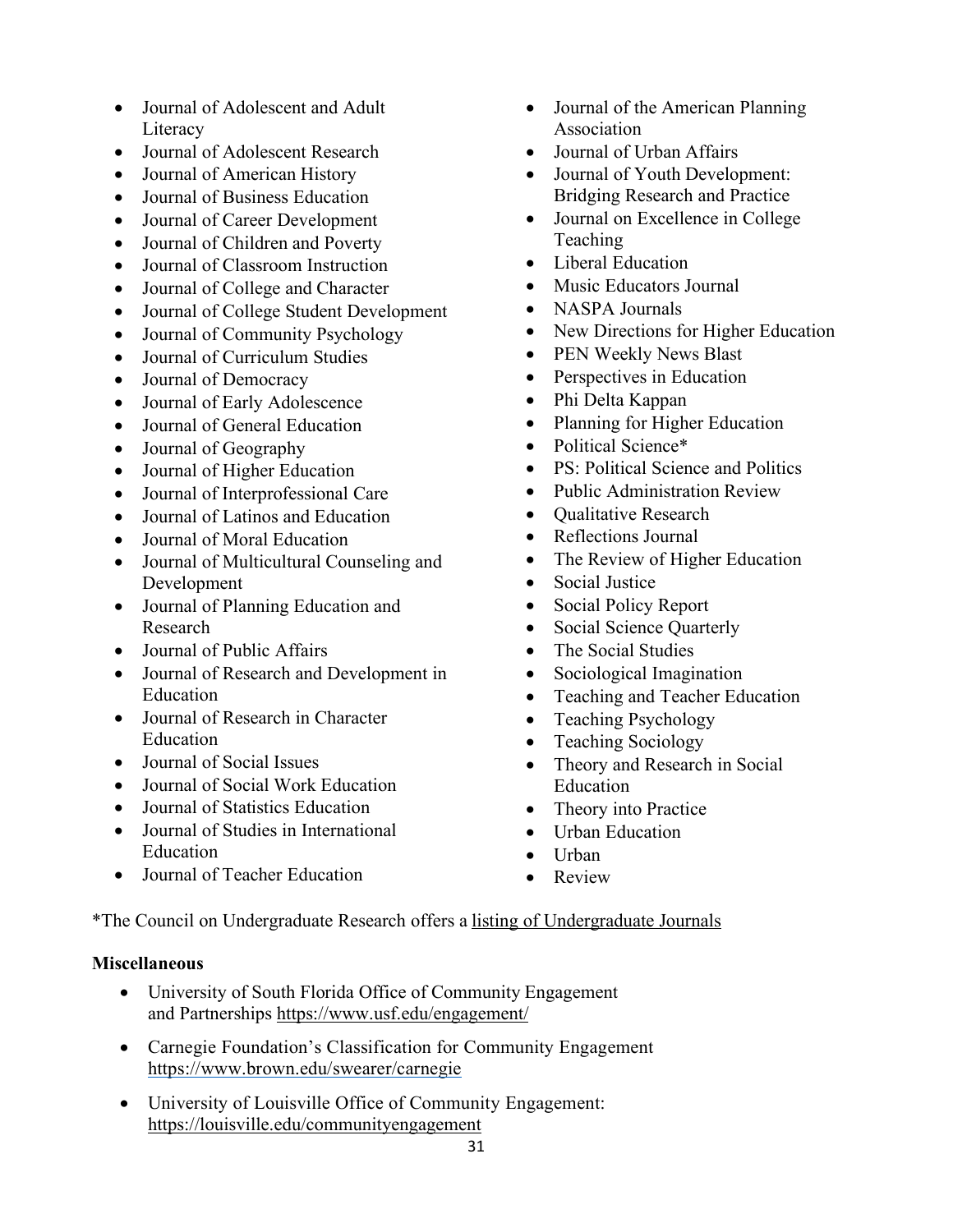- Journal of Adolescent and Adult Literacy
- Journal of Adolescent Research
- Journal of American History
- Journal of Business Education
- Journal of Career Development
- Journal of Children and Poverty
- Journal of Classroom Instruction
- Journal of College and Character
- Journal of College Student Development
- Journal of Community Psychology
- Journal of Curriculum Studies
- Journal of Democracy
- Journal of Early Adolescence
- Journal of General Education
- Journal of Geography
- Journal of Higher Education
- Journal of Interprofessional Care
- Journal of Latinos and Education
- Journal of Moral Education
- Journal of Multicultural Counseling and Development
- Journal of Planning Education and Research
- Journal of Public Affairs
- Journal of Research and Development in Education
- Journal of Research in Character Education
- Journal of Social Issues
- Journal of Social Work Education
- Journal of Statistics Education
- Journal of Studies in International Education
- Journal of Teacher Education
- Journal of the American Planning Association
- Journal of Urban Affairs
- Journal of Youth Development: Bridging Research and Practice
- Journal on Excellence in College Teaching
- Liberal Education
- Music Educators Journal
- NASPA Journals
- New Directions for Higher Education
- PEN Weekly News Blast
- Perspectives in Education
- Phi Delta Kappan
- Planning for Higher Education
- Political Science*
- PS: Political Science and Politics
- Public Administration Review
- Qualitative Research
- Reflections Journal
- The Review of Higher Education
- Social Justice
- Social Policy Report
- Social Science Quarterly
- The Social Studies
- Sociological Imagination
- Teaching and Teacher Education
- Teaching Psychology
- Teaching Sociology
- Theory and Research in Social Education
- Theory into Practice
- Urban Education
- Urban
- Review

*The Council on Undergraduate Research offers a listing of Undergraduate Journals

**Miscellaneous**

- University of South Florida Office of Community Engagement and Partnerships https://www.usf.edu/engagement/
- Carnegie Foundation's Classification for Community Engagement https://www.brown.edu/swearer/carnegie
- University of Louisville Office of Community Engagement: https://louisville.edu/communityengagement